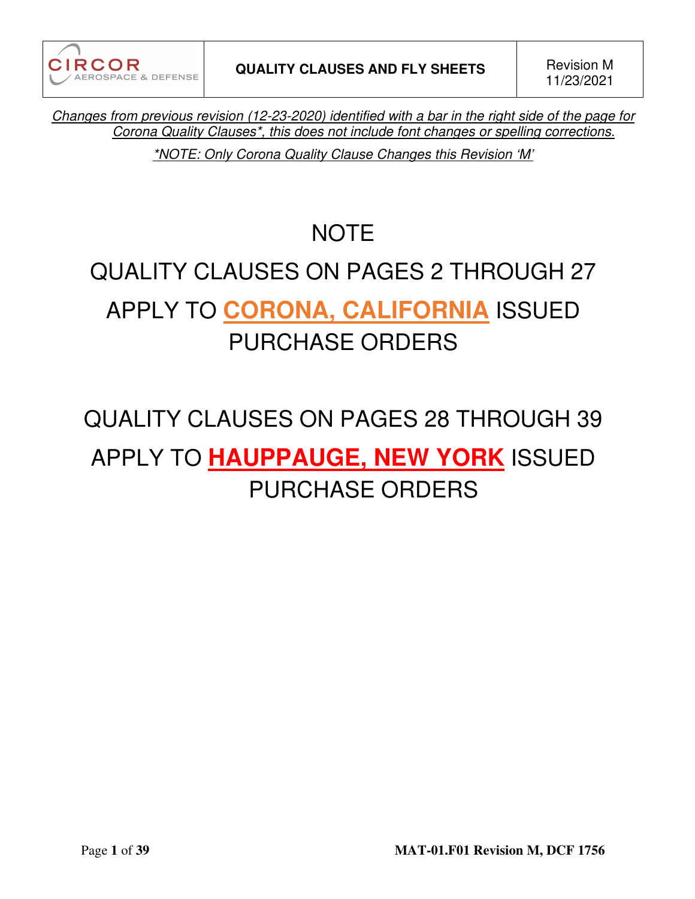*Changes from previous revision (12-23-2020) identified with a bar in the right side of the page for Corona Quality Clauses*, this does not include font changes or spelling corrections.*

**NOTE:** *Only Corona Quality Clause Changes this Revision 'M'*

# NOTE

# QUALITY CLAUSES ON PAGES 2 THROUGH 27 APPLY TO **CORONA, CALIFORNIA** ISSUED PURCHASE ORDERS

# QUALITY CLAUSES ON PAGES 28 THROUGH 39 APPLY TO **HAUPPAUGE, NEW YORK** ISSUED PURCHASE ORDERS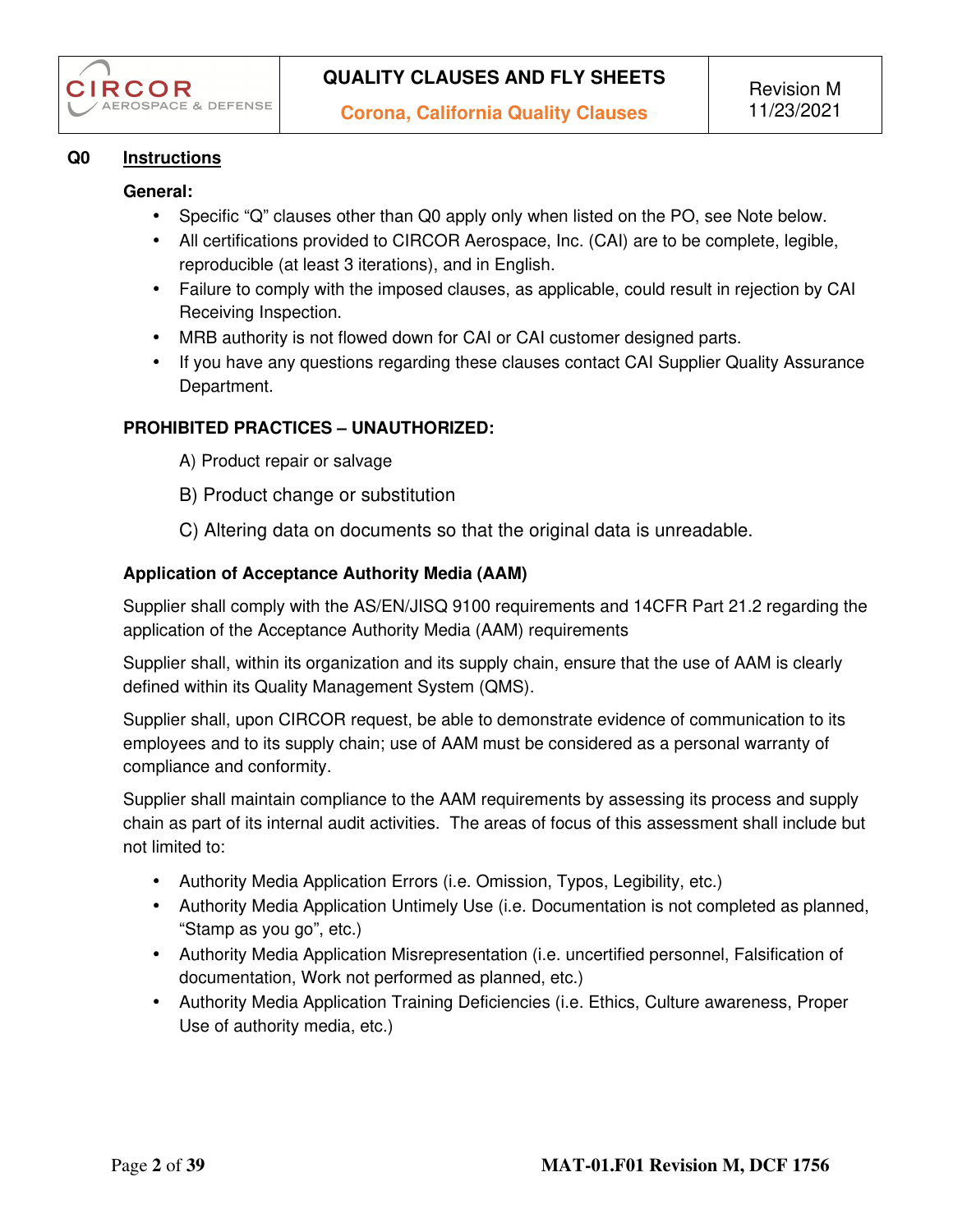## Q0 Instructions

**General:**

- Specific "Q" clauses other than Q0 apply only when listed on the PO, see Note below.
- All certifications provided to CIRCOR Aerospace, Inc. (CAI) are to be complete, legible, reproducible (at least 3 iterations), and in English.
- Failure to comply with the imposed clauses, as applicable, could result in rejection by CAI Receiving Inspection.
- MRB authority is not flowed down for CAI or CAI customer designed parts.
- If you have any questions regarding these clauses contact CAI Supplier Quality Assurance Department.

**PROHIBITED PRACTICES – UNAUTHORIZED:**

A) Product repair or salvage

B) Product change or substitution

C) Altering data on documents so that the original data is unreadable.

**Application of Acceptance Authority Media (AAM)**

Supplier shall comply with the AS/EN/JISQ 9100 requirements and 14CFR Part 21.2 regarding the application of the Acceptance Authority Media (AAM) requirements

Supplier shall, within its organization and its supply chain, ensure that the use of AAM is clearly defined within its Quality Management System (QMS).

Supplier shall, upon CIRCOR request, be able to demonstrate evidence of communication to its employees and to its supply chain; use of AAM must be considered as a personal warranty of compliance and conformity.

Supplier shall maintain compliance to the AAM requirements by assessing its process and supply chain as part of its internal audit activities. The areas of focus of this assessment shall include but not limited to:

- Authority Media Application Errors (i.e. Omission, Typos, Legibility, etc.)
- Authority Media Application Untimely Use (i.e. Documentation is not completed as planned, "Stamp as you go", etc.)
- Authority Media Application Misrepresentation (i.e. uncertified personnel, Falsification of documentation, Work not performed as planned, etc.)
- Authority Media Application Training Deficiencies (i.e. Ethics, Culture awareness, Proper Use of authority media, etc.)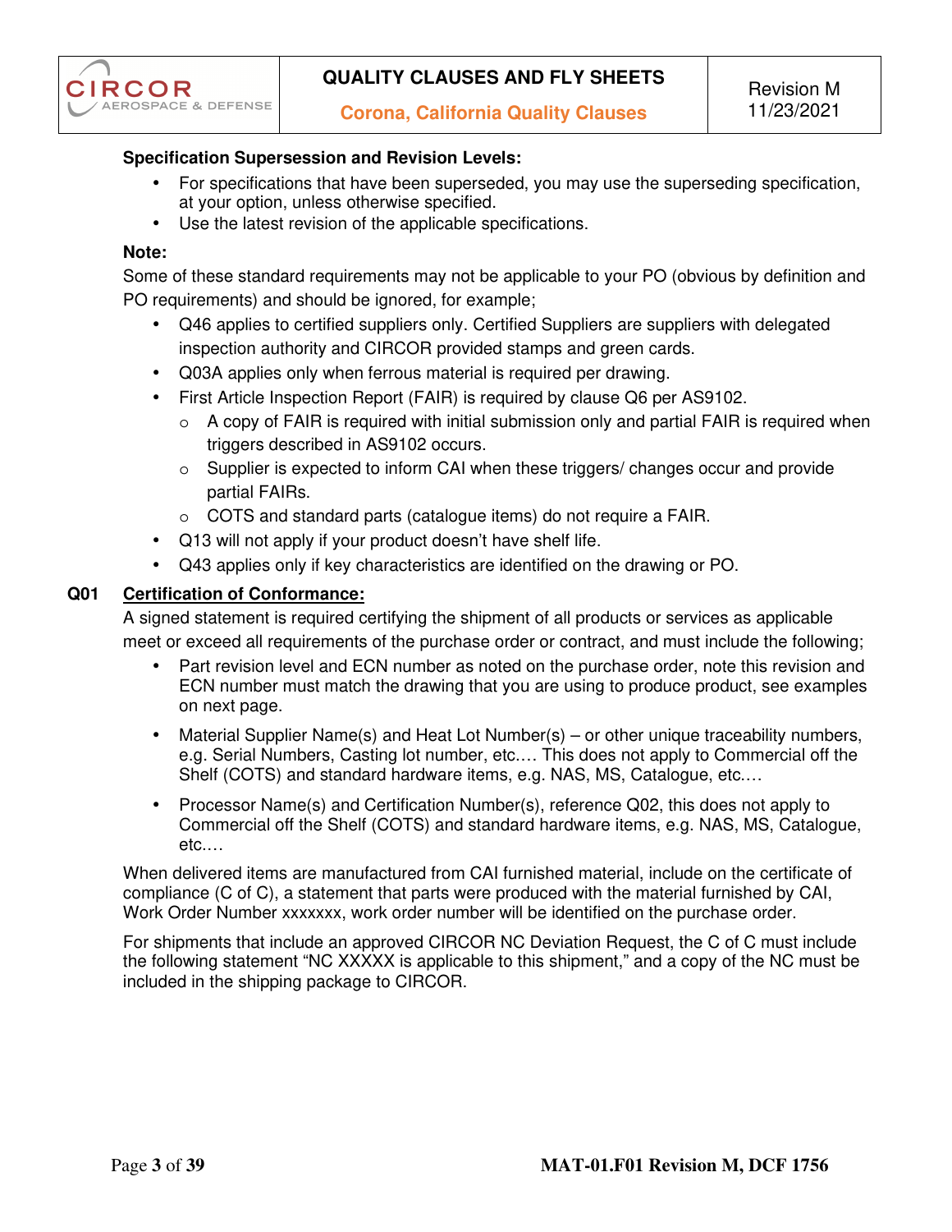**Specification Supersession and Revision Levels:**

- For specifications that have been superseded, you may use the superseding specification, at your option, unless otherwise specified.
- Use the latest revision of the applicable specifications.

**Note:**

Some of these standard requirements may not be applicable to your PO (obvious by definition and PO requirements) and should be ignored, for example;

- Q46 applies to certified suppliers only. Certified Suppliers are suppliers with delegated inspection authority and CIRCOR provided stamps and green cards.
- Q03A applies only when ferrous material is required per drawing.
- First Article Inspection Report (FAIR) is required by clause Q6 per AS9102.
  - A copy of FAIR is required with initial submission only and partial FAIR is required when triggers described in AS9102 occurs.
  - Supplier is expected to inform CAI when these triggers/ changes occur and provide partial FAIRs.
  - COTS and standard parts (catalogue items) do not require a FAIR.
- Q13 will not apply if your product doesn't have shelf life.
- Q43 applies only if key characteristics are identified on the drawing or PO.

**Q01 Certification of Conformance:**

A signed statement is required certifying the shipment of all products or services as applicable meet or exceed all requirements of the purchase order or contract, and must include the following;

- Part revision level and ECN number as noted on the purchase order, note this revision and ECN number must match the drawing that you are using to produce product, see examples on next page.
- Material Supplier Name(s) and Heat Lot Number(s) – or other unique traceability numbers, e.g. Serial Numbers, Casting lot number, etc.… This does not apply to Commercial off the Shelf (COTS) and standard hardware items, e.g. NAS, MS, Catalogue, etc.…
- Processor Name(s) and Certification Number(s), reference Q02, this does not apply to Commercial off the Shelf (COTS) and standard hardware items, e.g. NAS, MS, Catalogue, etc.…

When delivered items are manufactured from CAI furnished material, include on the certificate of compliance (C of C), a statement that parts were produced with the material furnished by CAI, Work Order Number xxxxxxx, work order number will be identified on the purchase order.

For shipments that include an approved CIRCOR NC Deviation Request, the C of C must include the following statement "NC XXXXX is applicable to this shipment," and a copy of the NC must be included in the shipping package to CIRCOR.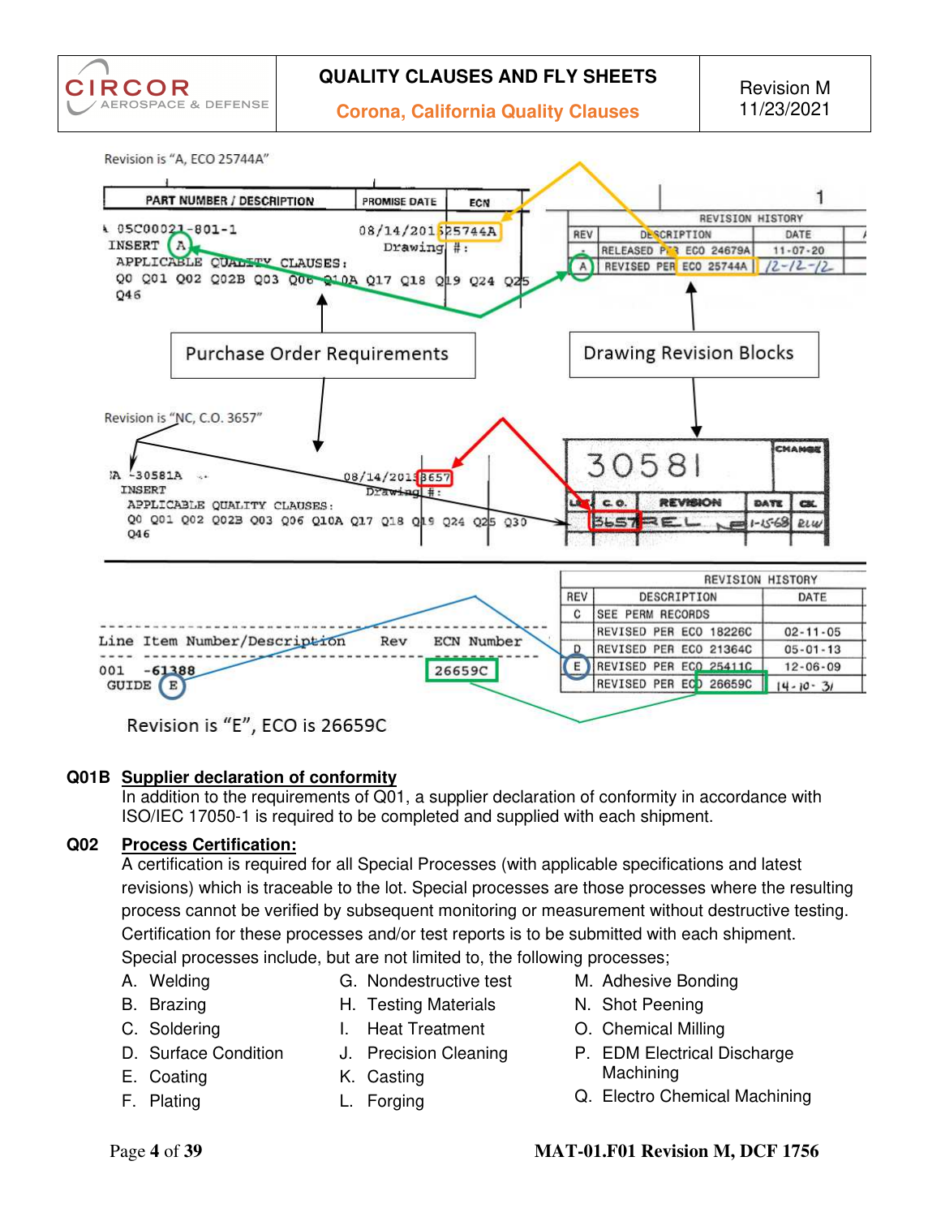Revision is "A, ECO 25744A"

| PART NUMBER / DESCRIPTION | PROMISE DATE | ECN |
|---|---|---|
| 05C00021-801-1 INSERT (A) APPLICABLE QUALITY CLAUSES: Q0 Q01 Q02 Q02B Q03 Q06 Q10A Q17 Q18 Q19 Q24 Q25 Q46 | 08/14/2015 Drawing #: | 25744A |

REVISION HISTORY

| REV | DESCRIPTION | DATE |
|---|---|---|
| - | RELEASED PER ECO 24679A | 11-07-20 |
| A | REVISED PER ECO 25744A | 12-12-12 |

Purchase Order Requirements

Drawing Revision Blocks

Revision is "NC, C.O. 3657"

| | | |
|---|---|---|
| A -30581A INSERT APPLICABLE QUALITY CLAUSES: Q0 Q01 Q02 Q02B Q03 Q06 Q10A Q17 Q18 Q19 Q24 Q25 Q30 Q46 | 08/14/2013 Drawing #: | 3657 |

30581

| LTR | C.O. | REVISION | DATE | CK. |
|---|---|---|---|---|
| | 3657 | REL | 1-15-68 | |

| Line | Item Number/Description | Rev | ECN Number |
|---|---|---|---|
| 001 | -61388 GUIDE | E | 26659C |

REVISION HISTORY

| REV | DESCRIPTION | DATE |
|---|---|---|
| C | SEE PERM RECORDS | |
| | REVISED PER ECO 18226C | 02-11-05 |
| D | REVISED PER ECO 21364C | 05-01-13 |
| E | REVISED PER ECO 25411C | 12-06-09 |
| | REVISED PER ECO 26659C | 14-10-31 |

Revision is "E", ECO is 26659C

**Q01B Supplier declaration of conformity**

In addition to the requirements of Q01, a supplier declaration of conformity in accordance with ISO/IEC 17050-1 is required to be completed and supplied with each shipment.

**Q02 Process Certification:**

A certification is required for all Special Processes (with applicable specifications and latest revisions) which is traceable to the lot. Special processes are those processes where the resulting process cannot be verified by subsequent monitoring or measurement without destructive testing. Certification for these processes and/or test reports is to be submitted with each shipment. Special processes include, but are not limited to, the following processes;

A. Welding
B. Brazing
C. Soldering
D. Surface Condition
E. Coating
F. Plating
G. Nondestructive test
H. Testing Materials
I. Heat Treatment
J. Precision Cleaning
K. Casting
L. Forging
M. Adhesive Bonding
N. Shot Peening
O. Chemical Milling
P. EDM Electrical Discharge Machining
Q. Electro Chemical Machining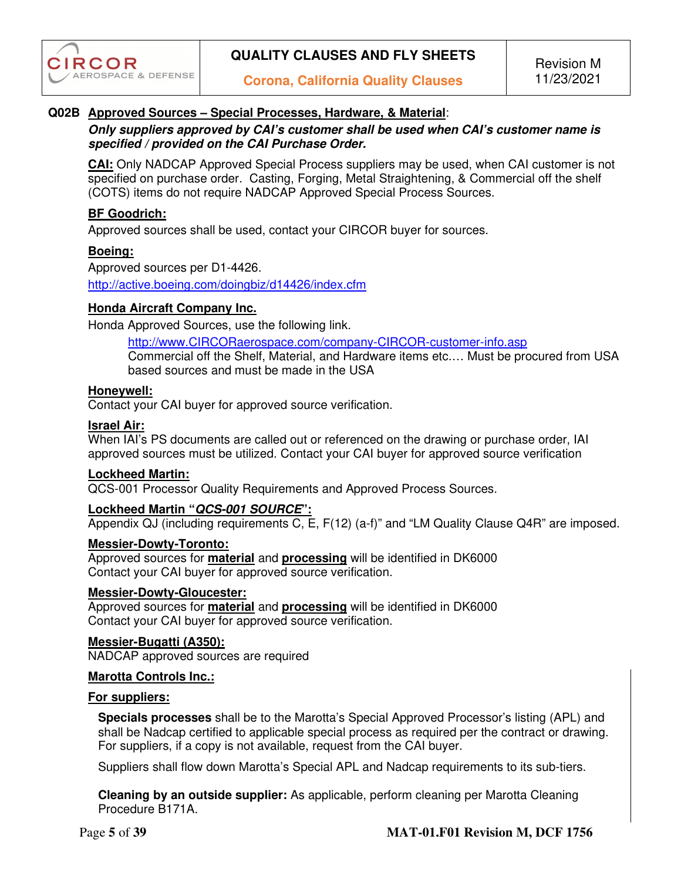**Q02B Approved Sources – Special Processes, Hardware, & Material**:

***Only suppliers approved by CAI's customer shall be used when CAI's customer name is specified / provided on the CAI Purchase Order.***

**CAI:** Only NADCAP Approved Special Process suppliers may be used, when CAI customer is not specified on purchase order. Casting, Forging, Metal Straightening, & Commercial off the shelf (COTS) items do not require NADCAP Approved Special Process Sources.

**BF Goodrich:**

Approved sources shall be used, contact your CIRCOR buyer for sources.

**Boeing:**

Approved sources per D1-4426.

http://active.boeing.com/doingbiz/d14426/index.cfm

**Honda Aircraft Company Inc.**

Honda Approved Sources, use the following link.

http://www.CIRCORaerospace.com/company-CIRCOR-customer-info.asp
Commercial off the Shelf, Material, and Hardware items etc.… Must be procured from USA based sources and must be made in the USA

**Honeywell:**

Contact your CAI buyer for approved source verification.

**Israel Air:**

When IAI's PS documents are called out or referenced on the drawing or purchase order, IAI approved sources must be utilized. Contact your CAI buyer for approved source verification

**Lockheed Martin:**

QCS-001 Processor Quality Requirements and Approved Process Sources.

**Lockheed Martin "*QCS-001 SOURCE*":**

Appendix QJ (including requirements C, E, F(12) (a-f)" and "LM Quality Clause Q4R" are imposed.

**Messier-Dowty-Toronto:**

Approved sources for **material** and **processing** will be identified in DK6000
Contact your CAI buyer for approved source verification.

**Messier-Dowty-Gloucester:**

Approved sources for **material** and **processing** will be identified in DK6000
Contact your CAI buyer for approved source verification.

**Messier-Bugatti (A350):**

NADCAP approved sources are required

**Marotta Controls Inc.:**

**For suppliers:**

**Specials processes** shall be to the Marotta's Special Approved Processor's listing (APL) and shall be Nadcap certified to applicable special process as required per the contract or drawing. For suppliers, if a copy is not available, request from the CAI buyer.

Suppliers shall flow down Marotta's Special APL and Nadcap requirements to its sub-tiers.

**Cleaning by an outside supplier:** As applicable, perform cleaning per Marotta Cleaning Procedure B171A.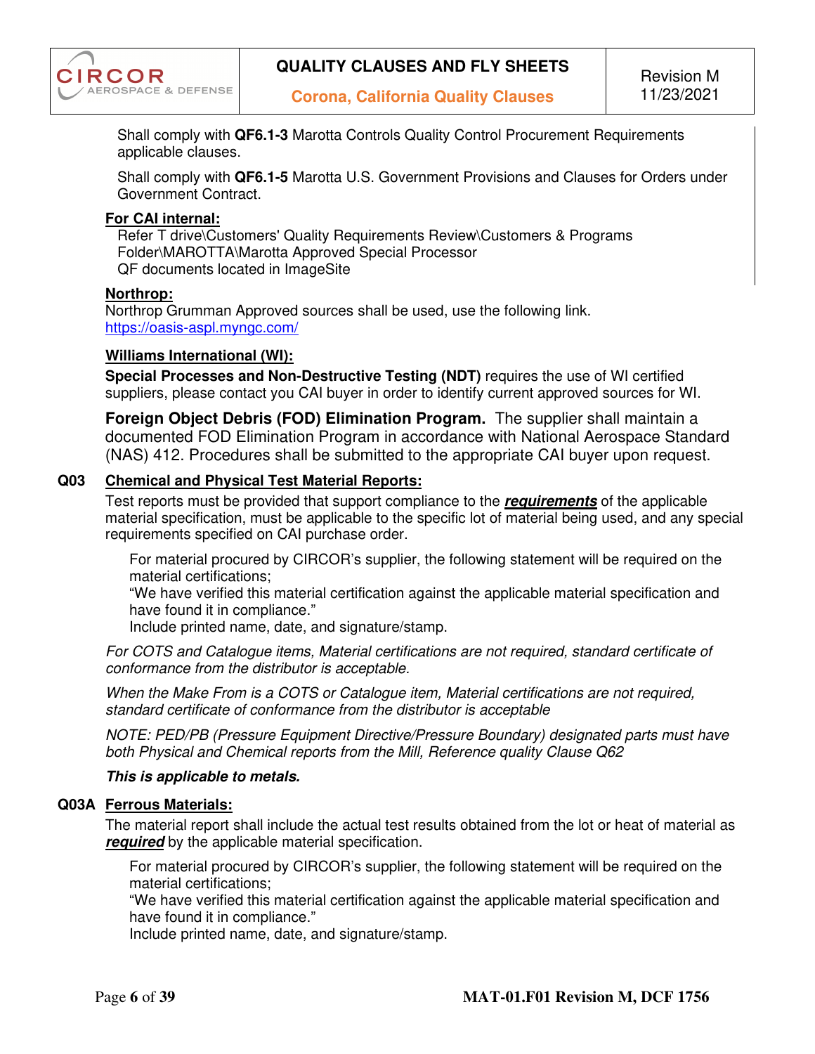Shall comply with **QF6.1-3** Marotta Controls Quality Control Procurement Requirements applicable clauses.

Shall comply with **QF6.1-5** Marotta U.S. Government Provisions and Clauses for Orders under Government Contract.

**For CAI internal:**

Refer T drive\Customers' Quality Requirements Review\Customers & Programs Folder\MAROTTA\Marotta Approved Special Processor
QF documents located in ImageSite

**Northrop:**

Northrop Grumman Approved sources shall be used, use the following link.
https://oasis-aspl.myngc.com/

**Williams International (WI):**

**Special Processes and Non-Destructive Testing (NDT)** requires the use of WI certified suppliers, please contact you CAI buyer in order to identify current approved sources for WI.

**Foreign Object Debris (FOD) Elimination Program.** The supplier shall maintain a documented FOD Elimination Program in accordance with National Aerospace Standard (NAS) 412. Procedures shall be submitted to the appropriate CAI buyer upon request.

**Q03 Chemical and Physical Test Material Reports:**

Test reports must be provided that support compliance to the ***requirements*** of the applicable material specification, must be applicable to the specific lot of material being used, and any special requirements specified on CAI purchase order.

For material procured by CIRCOR's supplier, the following statement will be required on the material certifications;
"We have verified this material certification against the applicable material specification and have found it in compliance."
Include printed name, date, and signature/stamp.

*For COTS and Catalogue items, Material certifications are not required, standard certificate of conformance from the distributor is acceptable.*

*When the Make From is a COTS or Catalogue item, Material certifications are not required, standard certificate of conformance from the distributor is acceptable*

*NOTE: PED/PB (Pressure Equipment Directive/Pressure Boundary) designated parts must have both Physical and Chemical reports from the Mill, Reference quality Clause Q62*

***This is applicable to metals.***

**Q03A Ferrous Materials:**

The material report shall include the actual test results obtained from the lot or heat of material as ***required*** by the applicable material specification.

For material procured by CIRCOR's supplier, the following statement will be required on the material certifications;
"We have verified this material certification against the applicable material specification and have found it in compliance."
Include printed name, date, and signature/stamp.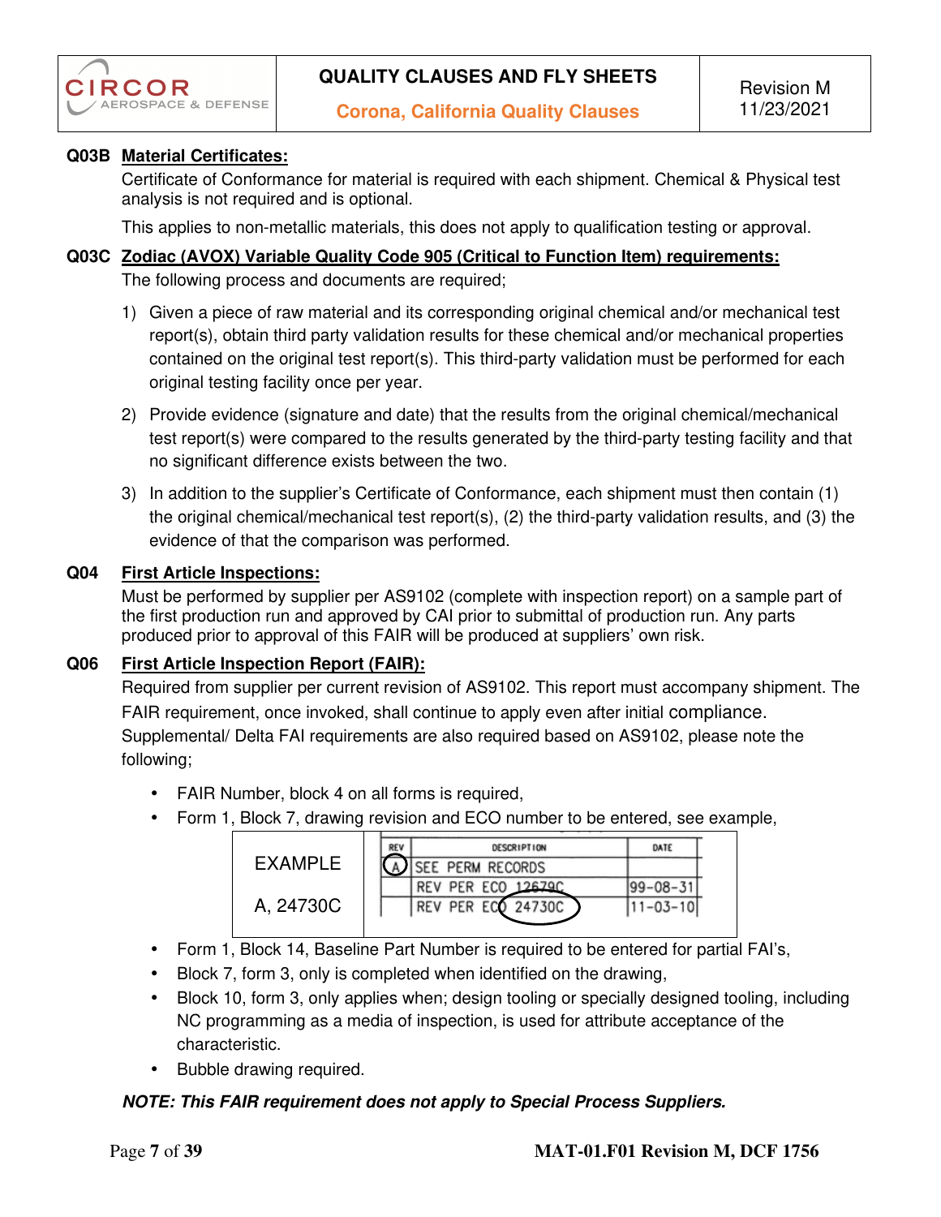**Q03B Material Certificates:**

Certificate of Conformance for material is required with each shipment. Chemical & Physical test analysis is not required and is optional.

This applies to non-metallic materials, this does not apply to qualification testing or approval.

**Q03C Zodiac (AVOX) Variable Quality Code 905 (Critical to Function Item) requirements:**

The following process and documents are required;

1) Given a piece of raw material and its corresponding original chemical and/or mechanical test report(s), obtain third party validation results for these chemical and/or mechanical properties contained on the original test report(s). This third-party validation must be performed for each original testing facility once per year.

2) Provide evidence (signature and date) that the results from the original chemical/mechanical test report(s) were compared to the results generated by the third-party testing facility and that no significant difference exists between the two.

3) In addition to the supplier's Certificate of Conformance, each shipment must then contain (1) the original chemical/mechanical test report(s), (2) the third-party validation results, and (3) the evidence of that the comparison was performed.

**Q04 First Article Inspections:**

Must be performed by supplier per AS9102 (complete with inspection report) on a sample part of the first production run and approved by CAI prior to submittal of production run. Any parts produced prior to approval of this FAIR will be produced at suppliers' own risk.

**Q06 First Article Inspection Report (FAIR):**

Required from supplier per current revision of AS9102. This report must accompany shipment. The FAIR requirement, once invoked, shall continue to apply even after initial compliance. Supplemental/ Delta FAI requirements are also required based on AS9102, please note the following;

- FAIR Number, block 4 on all forms is required,
- Form 1, Block 7, drawing revision and ECO number to be entered, see example,

| EXAMPLE | REV | DESCRIPTION | DATE |
|---|---|---|---|
| A, 24730C | A | SEE PERM RECORDS | |
| | | REV PER ECO 12679C | 99-08-31 |
| | | REV PER ECO 24730C | 11-03-10 |

- Form 1, Block 14, Baseline Part Number is required to be entered for partial FAI's,
- Block 7, form 3, only is completed when identified on the drawing,
- Block 10, form 3, only applies when; design tooling or specially designed tooling, including NC programming as a media of inspection, is used for attribute acceptance of the characteristic.
- Bubble drawing required.

***NOTE: This FAIR requirement does not apply to Special Process Suppliers.***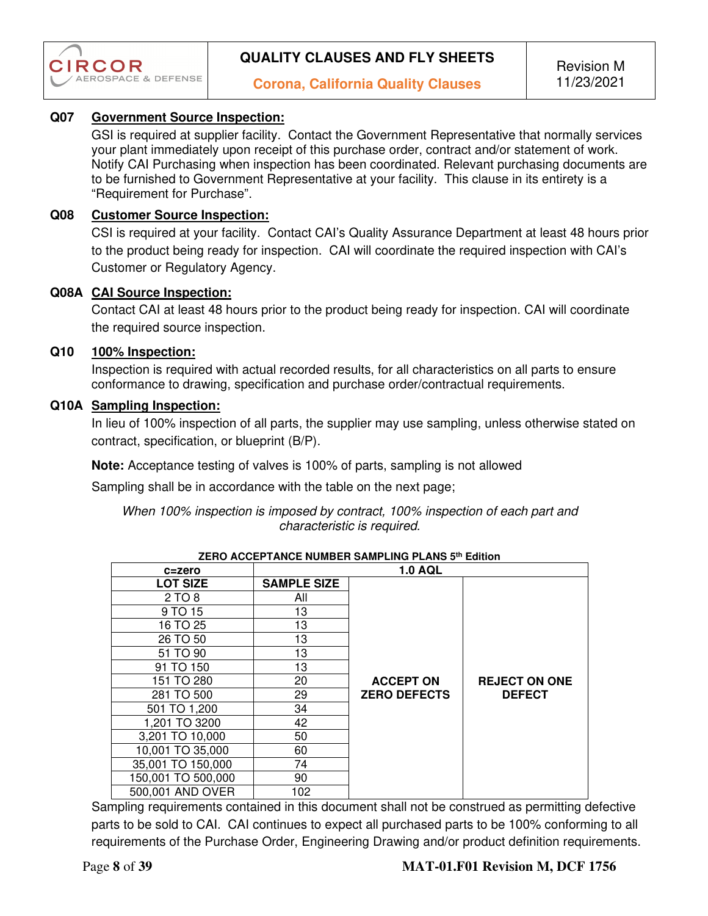**Q07 Government Source Inspection:**

GSI is required at supplier facility. Contact the Government Representative that normally services your plant immediately upon receipt of this purchase order, contract and/or statement of work. Notify CAI Purchasing when inspection has been coordinated. Relevant purchasing documents are to be furnished to Government Representative at your facility. This clause in its entirety is a "Requirement for Purchase".

**Q08 Customer Source Inspection:**

CSI is required at your facility. Contact CAI's Quality Assurance Department at least 48 hours prior to the product being ready for inspection. CAI will coordinate the required inspection with CAI's Customer or Regulatory Agency.

**Q08A CAI Source Inspection:**

Contact CAI at least 48 hours prior to the product being ready for inspection. CAI will coordinate the required source inspection.

**Q10 100% Inspection:**

Inspection is required with actual recorded results, for all characteristics on all parts to ensure conformance to drawing, specification and purchase order/contractual requirements.

**Q10A Sampling Inspection:**

In lieu of 100% inspection of all parts, the supplier may use sampling, unless otherwise stated on contract, specification, or blueprint (B/P).

**Note:** Acceptance testing of valves is 100% of parts, sampling is not allowed

Sampling shall be in accordance with the table on the next page;

*When 100% inspection is imposed by contract, 100% inspection of each part and characteristic is required.*

**ZERO ACCEPTANCE NUMBER SAMPLING PLANS 5th Edition**

| c=zero | 1.0 AQL | | |
|---|---|---|---|
| **LOT SIZE** | **SAMPLE SIZE** | | |
| 2 TO 8 | All | **ACCEPT ON ZERO DEFECTS** | **REJECT ON ONE DEFECT** |
| 9 TO 15 | 13 | | |
| 16 TO 25 | 13 | | |
| 26 TO 50 | 13 | | |
| 51 TO 90 | 13 | | |
| 91 TO 150 | 13 | | |
| 151 TO 280 | 20 | | |
| 281 TO 500 | 29 | | |
| 501 TO 1,200 | 34 | | |
| 1,201 TO 3200 | 42 | | |
| 3,201 TO 10,000 | 50 | | |
| 10,001 TO 35,000 | 60 | | |
| 35,001 TO 150,000 | 74 | | |
| 150,001 TO 500,000 | 90 | | |
| 500,001 AND OVER | 102 | | |

Sampling requirements contained in this document shall not be construed as permitting defective parts to be sold to CAI. CAI continues to expect all purchased parts to be 100% conforming to all requirements of the Purchase Order, Engineering Drawing and/or product definition requirements.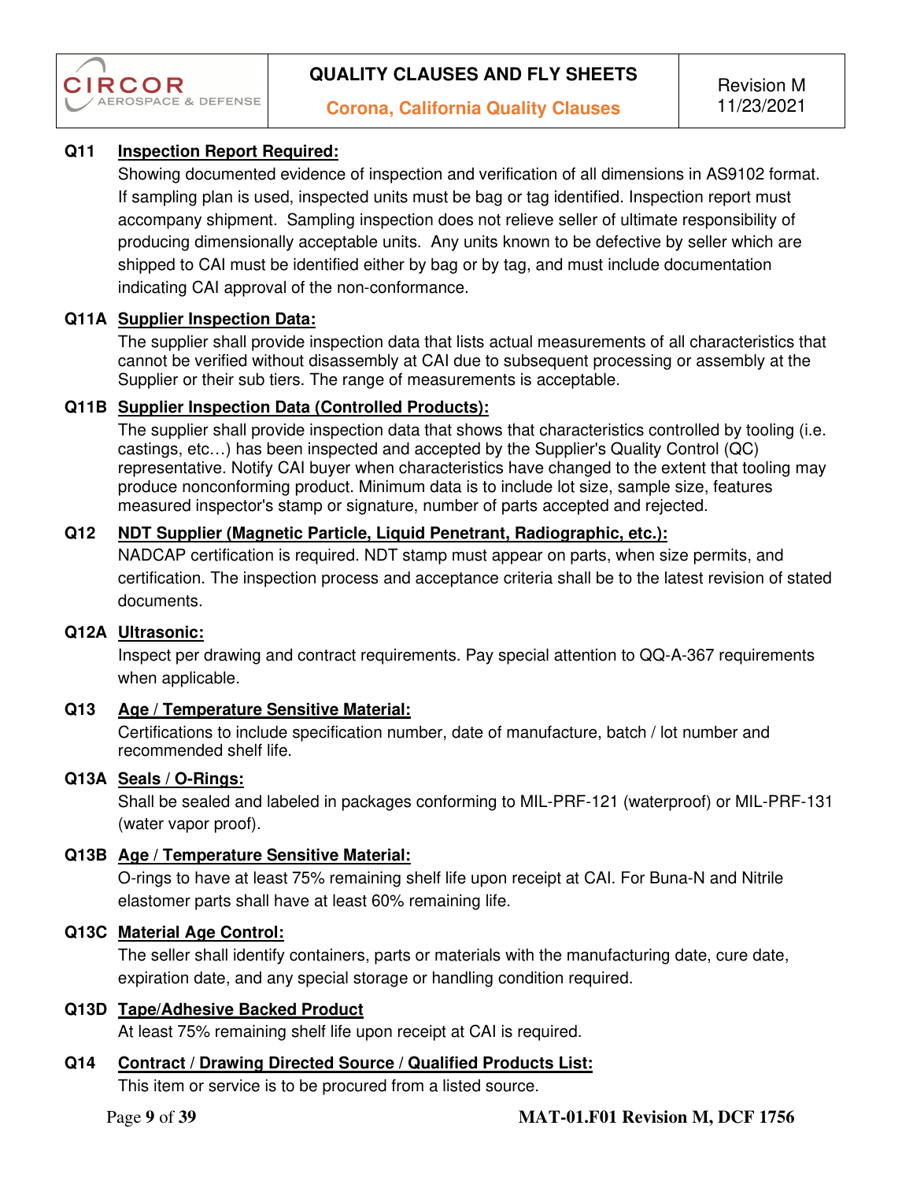**Q11 Inspection Report Required:**

Showing documented evidence of inspection and verification of all dimensions in AS9102 format. If sampling plan is used, inspected units must be bag or tag identified. Inspection report must accompany shipment. Sampling inspection does not relieve seller of ultimate responsibility of producing dimensionally acceptable units. Any units known to be defective by seller which are shipped to CAI must be identified either by bag or by tag, and must include documentation indicating CAI approval of the non-conformance.

**Q11A Supplier Inspection Data:**

The supplier shall provide inspection data that lists actual measurements of all characteristics that cannot be verified without disassembly at CAI due to subsequent processing or assembly at the Supplier or their sub tiers. The range of measurements is acceptable.

**Q11B Supplier Inspection Data (Controlled Products):**

The supplier shall provide inspection data that shows that characteristics controlled by tooling (i.e. castings, etc…) has been inspected and accepted by the Supplier's Quality Control (QC) representative. Notify CAI buyer when characteristics have changed to the extent that tooling may produce nonconforming product. Minimum data is to include lot size, sample size, features measured inspector's stamp or signature, number of parts accepted and rejected.

**Q12 NDT Supplier (Magnetic Particle, Liquid Penetrant, Radiographic, etc.):**

NADCAP certification is required. NDT stamp must appear on parts, when size permits, and certification. The inspection process and acceptance criteria shall be to the latest revision of stated documents.

**Q12A Ultrasonic:**

Inspect per drawing and contract requirements. Pay special attention to QQ-A-367 requirements when applicable.

**Q13 Age / Temperature Sensitive Material:**

Certifications to include specification number, date of manufacture, batch / lot number and recommended shelf life.

**Q13A Seals / O-Rings:**

Shall be sealed and labeled in packages conforming to MIL-PRF-121 (waterproof) or MIL-PRF-131 (water vapor proof).

**Q13B Age / Temperature Sensitive Material:**

O-rings to have at least 75% remaining shelf life upon receipt at CAI. For Buna-N and Nitrile elastomer parts shall have at least 60% remaining life.

**Q13C Material Age Control:**

The seller shall identify containers, parts or materials with the manufacturing date, cure date, expiration date, and any special storage or handling condition required.

**Q13D Tape/Adhesive Backed Product**

At least 75% remaining shelf life upon receipt at CAI is required.

**Q14 Contract / Drawing Directed Source / Qualified Products List:**

This item or service is to be procured from a listed source.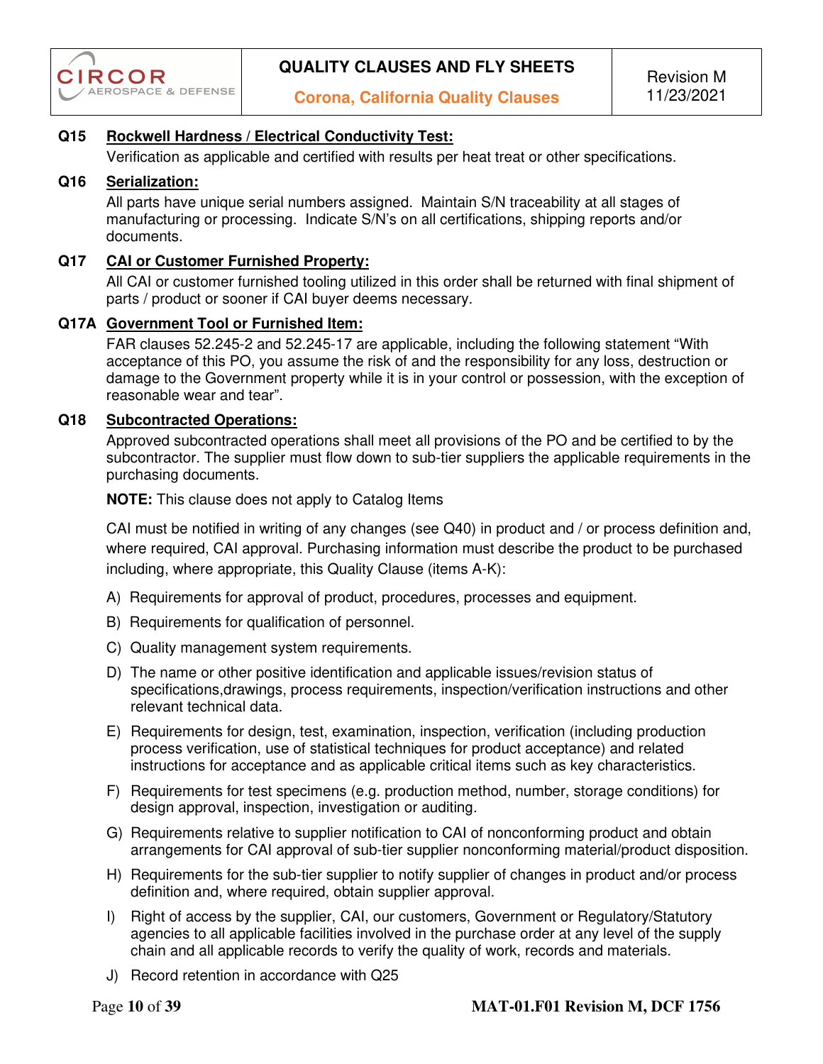**Q15 Rockwell Hardness / Electrical Conductivity Test:**

Verification as applicable and certified with results per heat treat or other specifications.

**Q16 Serialization:**

All parts have unique serial numbers assigned. Maintain S/N traceability at all stages of manufacturing or processing. Indicate S/N's on all certifications, shipping reports and/or documents.

**Q17 CAI or Customer Furnished Property:**

All CAI or customer furnished tooling utilized in this order shall be returned with final shipment of parts / product or sooner if CAI buyer deems necessary.

**Q17A Government Tool or Furnished Item:**

FAR clauses 52.245-2 and 52.245-17 are applicable, including the following statement "With acceptance of this PO, you assume the risk of and the responsibility for any loss, destruction or damage to the Government property while it is in your control or possession, with the exception of reasonable wear and tear".

**Q18 Subcontracted Operations:**

Approved subcontracted operations shall meet all provisions of the PO and be certified to by the subcontractor. The supplier must flow down to sub-tier suppliers the applicable requirements in the purchasing documents.

**NOTE:** This clause does not apply to Catalog Items

CAI must be notified in writing of any changes (see Q40) in product and / or process definition and, where required, CAI approval. Purchasing information must describe the product to be purchased including, where appropriate, this Quality Clause (items A-K):

A) Requirements for approval of product, procedures, processes and equipment.

B) Requirements for qualification of personnel.

C) Quality management system requirements.

D) The name or other positive identification and applicable issues/revision status of specifications,drawings, process requirements, inspection/verification instructions and other relevant technical data.

E) Requirements for design, test, examination, inspection, verification (including production process verification, use of statistical techniques for product acceptance) and related instructions for acceptance and as applicable critical items such as key characteristics.

F) Requirements for test specimens (e.g. production method, number, storage conditions) for design approval, inspection, investigation or auditing.

G) Requirements relative to supplier notification to CAI of nonconforming product and obtain arrangements for CAI approval of sub-tier supplier nonconforming material/product disposition.

H) Requirements for the sub-tier supplier to notify supplier of changes in product and/or process definition and, where required, obtain supplier approval.

I) Right of access by the supplier, CAI, our customers, Government or Regulatory/Statutory agencies to all applicable facilities involved in the purchase order at any level of the supply chain and all applicable records to verify the quality of work, records and materials.

J) Record retention in accordance with Q25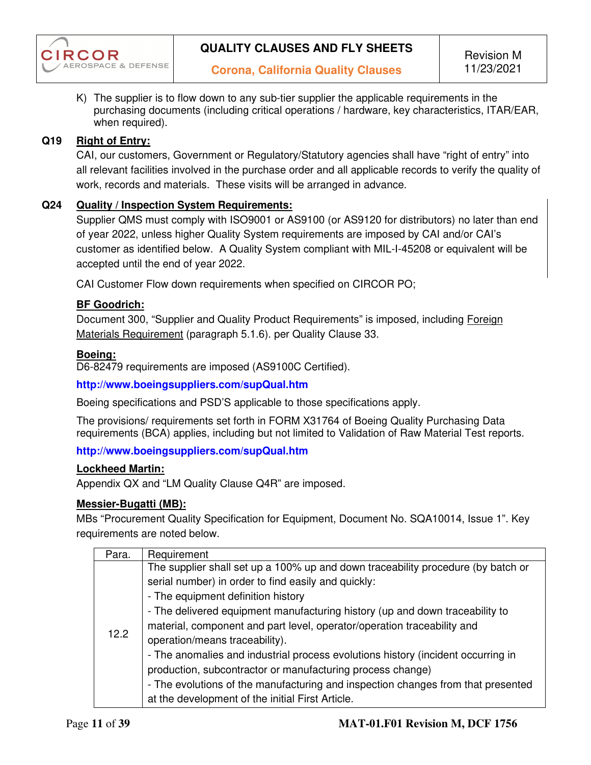K) The supplier is to flow down to any sub-tier supplier the applicable requirements in the purchasing documents (including critical operations / hardware, key characteristics, ITAR/EAR, when required).

**Q19 Right of Entry:**

CAI, our customers, Government or Regulatory/Statutory agencies shall have "right of entry" into all relevant facilities involved in the purchase order and all applicable records to verify the quality of work, records and materials. These visits will be arranged in advance.

**Q24 Quality / Inspection System Requirements:**

Supplier QMS must comply with ISO9001 or AS9100 (or AS9120 for distributors) no later than end of year 2022, unless higher Quality System requirements are imposed by CAI and/or CAI's customer as identified below. A Quality System compliant with MIL-I-45208 or equivalent will be accepted until the end of year 2022.

CAI Customer Flow down requirements when specified on CIRCOR PO;

**BF Goodrich:**

Document 300, "Supplier and Quality Product Requirements" is imposed, including Foreign Materials Requirement (paragraph 5.1.6). per Quality Clause 33.

**Boeing:**

D6-82479 requirements are imposed (AS9100C Certified).

**http://www.boeingsuppliers.com/supQual.htm**

Boeing specifications and PSD'S applicable to those specifications apply.

The provisions/ requirements set forth in FORM X31764 of Boeing Quality Purchasing Data requirements (BCA) applies, including but not limited to Validation of Raw Material Test reports.

**http://www.boeingsuppliers.com/supQual.htm**

**Lockheed Martin:**

Appendix QX and "LM Quality Clause Q4R" are imposed.

**Messier-Bugatti (MB):**

MBs "Procurement Quality Specification for Equipment, Document No. SQA10014, Issue 1". Key requirements are noted below.

| Para. | Requirement |
|---|---|
| 12.2 | The supplier shall set up a 100% up and down traceability procedure (by batch or serial number) in order to find easily and quickly:<br>- The equipment definition history<br>- The delivered equipment manufacturing history (up and down traceability to material, component and part level, operator/operation traceability and operation/means traceability).<br>- The anomalies and industrial process evolutions history (incident occurring in production, subcontractor or manufacturing process change)<br>- The evolutions of the manufacturing and inspection changes from that presented at the development of the initial First Article. |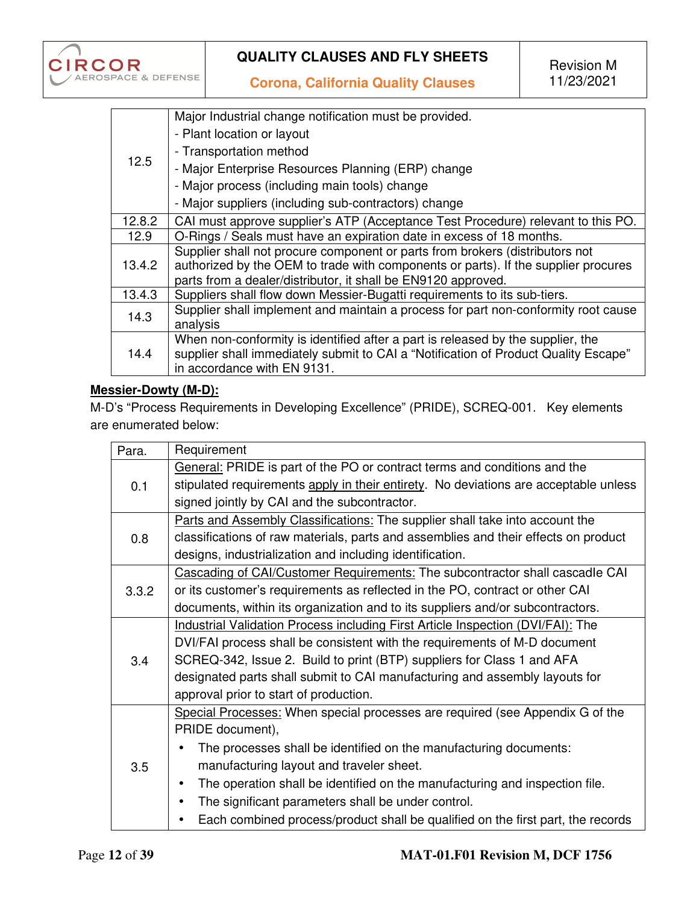| | |
|---|---|
| 12.5 | Major Industrial change notification must be provided.<br>- Plant location or layout<br>- Transportation method<br>- Major Enterprise Resources Planning (ERP) change<br>- Major process (including main tools) change<br>- Major suppliers (including sub-contractors) change |
| 12.8.2 | CAI must approve supplier's ATP (Acceptance Test Procedure) relevant to this PO. |
| 12.9 | O-Rings / Seals must have an expiration date in excess of 18 months. |
| 13.4.2 | Supplier shall not procure component or parts from brokers (distributors not authorized by the OEM to trade with components or parts). If the supplier procures parts from a dealer/distributor, it shall be EN9120 approved. |
| 13.4.3 | Suppliers shall flow down Messier-Bugatti requirements to its sub-tiers. |
| 14.3 | Supplier shall implement and maintain a process for part non-conformity root cause analysis |
| 14.4 | When non-conformity is identified after a part is released by the supplier, the supplier shall immediately submit to CAI a "Notification of Product Quality Escape" in accordance with EN 9131. |

**Messier-Dowty (M-D):**

M-D's "Process Requirements in Developing Excellence" (PRIDE), SCREQ-001. Key elements are enumerated below:

| Para. | Requirement |
|---|---|
| 0.1 | General: PRIDE is part of the PO or contract terms and conditions and the stipulated requirements apply in their entirety. No deviations are acceptable unless signed jointly by CAI and the subcontractor. |
| 0.8 | Parts and Assembly Classifications: The supplier shall take into account the classifications of raw materials, parts and assemblies and their effects on product designs, industrialization and including identification. |
| 3.3.2 | Cascading of CAI/Customer Requirements: The subcontractor shall cascadle CAI or its customer's requirements as reflected in the PO, contract or other CAI documents, within its organization and to its suppliers and/or subcontractors. |
| 3.4 | Industrial Validation Process including First Article Inspection (DVI/FAI): The DVI/FAI process shall be consistent with the requirements of M-D document SCREQ-342, Issue 2. Build to print (BTP) suppliers for Class 1 and AFA designated parts shall submit to CAI manufacturing and assembly layouts for approval prior to start of production. |
| 3.5 | Special Processes: When special processes are required (see Appendix G of the PRIDE document),<br>• The processes shall be identified on the manufacturing documents: manufacturing layout and traveler sheet.<br>• The operation shall be identified on the manufacturing and inspection file.<br>• The significant parameters shall be under control.<br>• Each combined process/product shall be qualified on the first part, the records |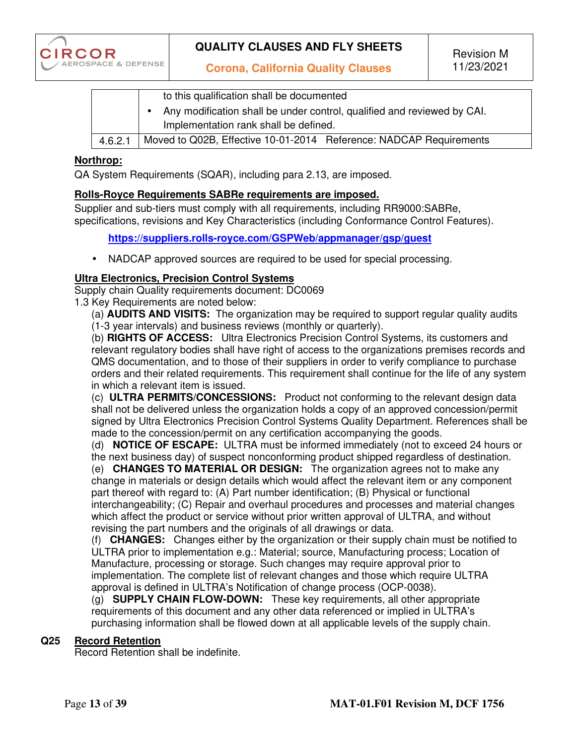| | |
|---|---|
| | to this qualification shall be documented<br>• Any modification shall be under control, qualified and reviewed by CAI. Implementation rank shall be defined. |
| 4.6.2.1 | Moved to Q02B, Effective 10-01-2014 Reference: NADCAP Requirements |

**Northrop:**

QA System Requirements (SQAR), including para 2.13, are imposed.

**Rolls-Royce Requirements SABRe requirements are imposed.**

Supplier and sub-tiers must comply with all requirements, including RR9000:SABRe, specifications, revisions and Key Characteristics (including Conformance Control Features).

**https://suppliers.rolls-royce.com/GSPWeb/appmanager/gsp/guest**

- NADCAP approved sources are required to be used for special processing.

**Ultra Electronics, Precision Control Systems**

Supply chain Quality requirements document: DC0069

1.3 Key Requirements are noted below:

(a) **AUDITS AND VISITS:** The organization may be required to support regular quality audits (1-3 year intervals) and business reviews (monthly or quarterly).

(b) **RIGHTS OF ACCESS:** Ultra Electronics Precision Control Systems, its customers and relevant regulatory bodies shall have right of access to the organizations premises records and QMS documentation, and to those of their suppliers in order to verify compliance to purchase orders and their related requirements. This requirement shall continue for the life of any system in which a relevant item is issued.

(c) **ULTRA PERMITS/CONCESSIONS:** Product not conforming to the relevant design data shall not be delivered unless the organization holds a copy of an approved concession/permit signed by Ultra Electronics Precision Control Systems Quality Department. References shall be made to the concession/permit on any certification accompanying the goods.

(d) **NOTICE OF ESCAPE:** ULTRA must be informed immediately (not to exceed 24 hours or the next business day) of suspect nonconforming product shipped regardless of destination.

(e) **CHANGES TO MATERIAL OR DESIGN:** The organization agrees not to make any change in materials or design details which would affect the relevant item or any component part thereof with regard to: (A) Part number identification; (B) Physical or functional interchangeability; (C) Repair and overhaul procedures and processes and material changes which affect the product or service without prior written approval of ULTRA, and without revising the part numbers and the originals of all drawings or data.

(f) **CHANGES:** Changes either by the organization or their supply chain must be notified to ULTRA prior to implementation e.g.: Material; source, Manufacturing process; Location of Manufacture, processing or storage. Such changes may require approval prior to implementation. The complete list of relevant changes and those which require ULTRA approval is defined in ULTRA's Notification of change process (OCP-0038).

(g) **SUPPLY CHAIN FLOW-DOWN:** These key requirements, all other appropriate requirements of this document and any other data referenced or implied in ULTRA's purchasing information shall be flowed down at all applicable levels of the supply chain.

## Q25 Record Retention

Record Retention shall be indefinite.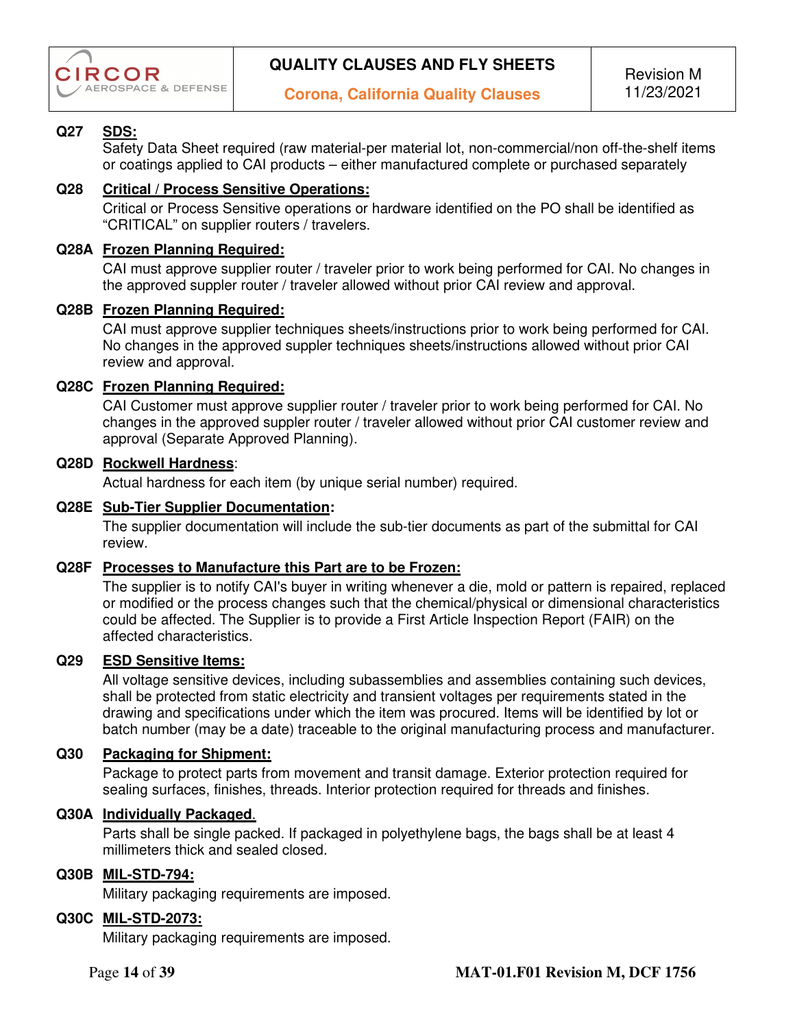**Q27 SDS:**

Safety Data Sheet required (raw material-per material lot, non-commercial/non off-the-shelf items or coatings applied to CAI products – either manufactured complete or purchased separately

**Q28 Critical / Process Sensitive Operations:**

Critical or Process Sensitive operations or hardware identified on the PO shall be identified as "CRITICAL" on supplier routers / travelers.

**Q28A Frozen Planning Required:**

CAI must approve supplier router / traveler prior to work being performed for CAI. No changes in the approved suppler router / traveler allowed without prior CAI review and approval.

**Q28B Frozen Planning Required:**

CAI must approve supplier techniques sheets/instructions prior to work being performed for CAI. No changes in the approved suppler techniques sheets/instructions allowed without prior CAI review and approval.

**Q28C Frozen Planning Required:**

CAI Customer must approve supplier router / traveler prior to work being performed for CAI. No changes in the approved suppler router / traveler allowed without prior CAI customer review and approval (Separate Approved Planning).

**Q28D Rockwell Hardness**:

Actual hardness for each item (by unique serial number) required.

**Q28E Sub-Tier Supplier Documentation:**

The supplier documentation will include the sub-tier documents as part of the submittal for CAI review.

**Q28F Processes to Manufacture this Part are to be Frozen:**

The supplier is to notify CAI's buyer in writing whenever a die, mold or pattern is repaired, replaced or modified or the process changes such that the chemical/physical or dimensional characteristics could be affected. The Supplier is to provide a First Article Inspection Report (FAIR) on the affected characteristics.

**Q29 ESD Sensitive Items:**

All voltage sensitive devices, including subassemblies and assemblies containing such devices, shall be protected from static electricity and transient voltages per requirements stated in the drawing and specifications under which the item was procured. Items will be identified by lot or batch number (may be a date) traceable to the original manufacturing process and manufacturer.

**Q30 Packaging for Shipment:**

Package to protect parts from movement and transit damage. Exterior protection required for sealing surfaces, finishes, threads. Interior protection required for threads and finishes.

**Q30A Individually Packaged.**

Parts shall be single packed. If packaged in polyethylene bags, the bags shall be at least 4 millimeters thick and sealed closed.

**Q30B MIL-STD-794:**

Military packaging requirements are imposed.

**Q30C MIL-STD-2073:**

Military packaging requirements are imposed.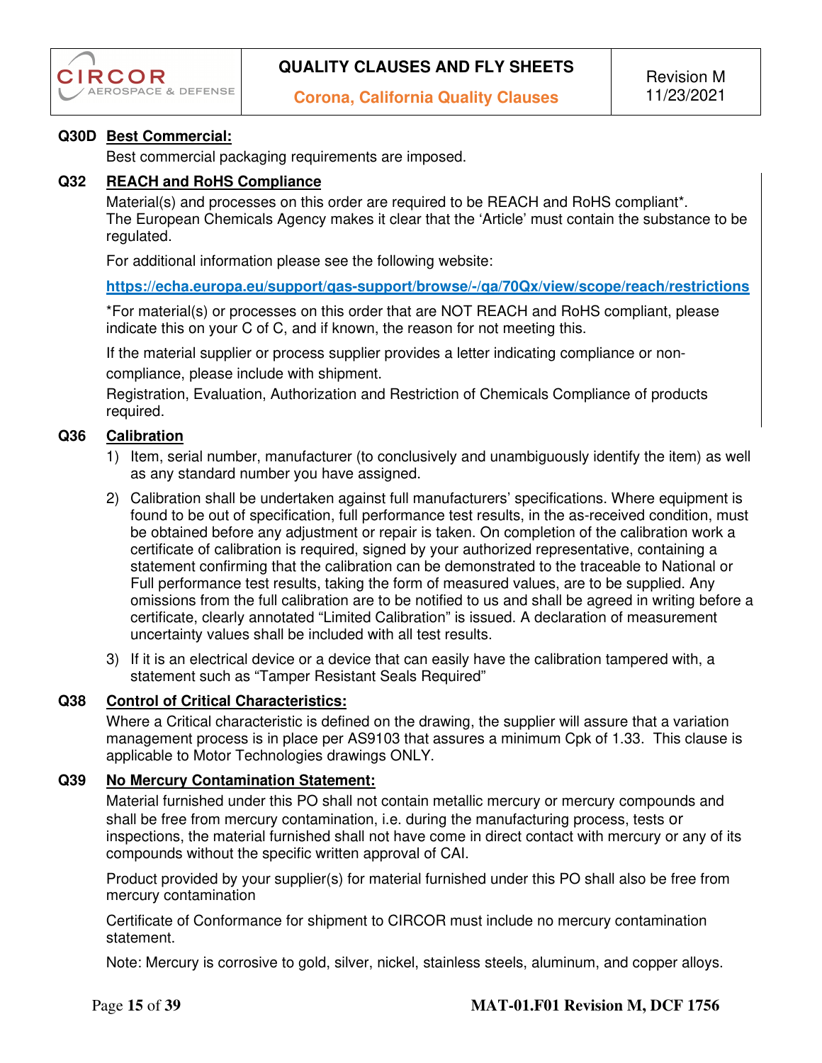**Q30D Best Commercial:**

Best commercial packaging requirements are imposed.

**Q32 REACH and RoHS Compliance**

Material(s) and processes on this order are required to be REACH and RoHS compliant*.
The European Chemicals Agency makes it clear that the 'Article' must contain the substance to be regulated.

For additional information please see the following website:

**https://echa.europa.eu/support/qas-support/browse/-/qa/70Qx/view/scope/reach/restrictions**

*For material(s) or processes on this order that are NOT REACH and RoHS compliant, please indicate this on your C of C, and if known, the reason for not meeting this.

If the material supplier or process supplier provides a letter indicating compliance or non-compliance, please include with shipment.

Registration, Evaluation, Authorization and Restriction of Chemicals Compliance of products required.

**Q36 Calibration**

1) Item, serial number, manufacturer (to conclusively and unambiguously identify the item) as well as any standard number you have assigned.
2) Calibration shall be undertaken against full manufacturers' specifications. Where equipment is found to be out of specification, full performance test results, in the as-received condition, must be obtained before any adjustment or repair is taken. On completion of the calibration work a certificate of calibration is required, signed by your authorized representative, containing a statement confirming that the calibration can be demonstrated to the traceable to National or Full performance test results, taking the form of measured values, are to be supplied. Any omissions from the full calibration are to be notified to us and shall be agreed in writing before a certificate, clearly annotated "Limited Calibration" is issued. A declaration of measurement uncertainty values shall be included with all test results.
3) If it is an electrical device or a device that can easily have the calibration tampered with, a statement such as "Tamper Resistant Seals Required"

**Q38 Control of Critical Characteristics:**

Where a Critical characteristic is defined on the drawing, the supplier will assure that a variation management process is in place per AS9103 that assures a minimum Cpk of 1.33. This clause is applicable to Motor Technologies drawings ONLY.

**Q39 No Mercury Contamination Statement:**

Material furnished under this PO shall not contain metallic mercury or mercury compounds and shall be free from mercury contamination, i.e. during the manufacturing process, tests or inspections, the material furnished shall not have come in direct contact with mercury or any of its compounds without the specific written approval of CAI.

Product provided by your supplier(s) for material furnished under this PO shall also be free from mercury contamination

Certificate of Conformance for shipment to CIRCOR must include no mercury contamination statement.

Note: Mercury is corrosive to gold, silver, nickel, stainless steels, aluminum, and copper alloys.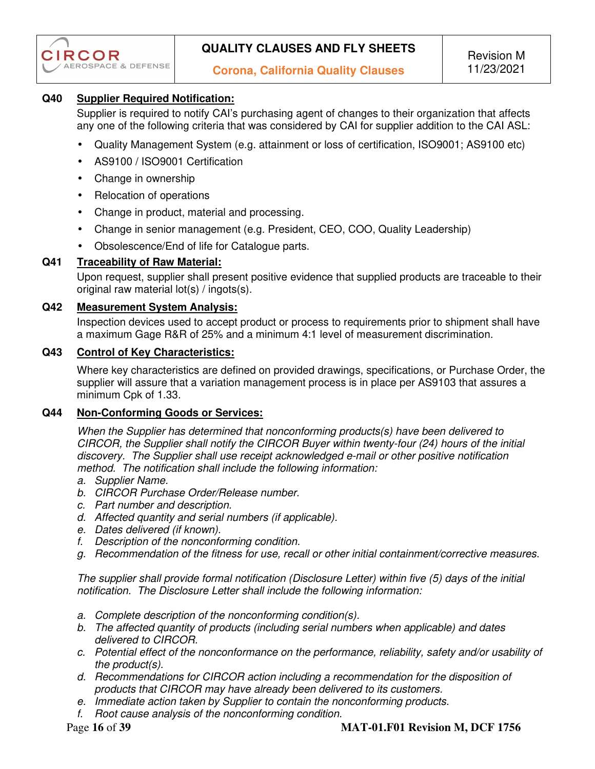**Q40 Supplier Required Notification:**

Supplier is required to notify CAI's purchasing agent of changes to their organization that affects any one of the following criteria that was considered by CAI for supplier addition to the CAI ASL:

- Quality Management System (e.g. attainment or loss of certification, ISO9001; AS9100 etc)
- AS9100 / ISO9001 Certification
- Change in ownership
- Relocation of operations
- Change in product, material and processing.
- Change in senior management (e.g. President, CEO, COO, Quality Leadership)
- Obsolescence/End of life for Catalogue parts.

**Q41 Traceability of Raw Material:**

Upon request, supplier shall present positive evidence that supplied products are traceable to their original raw material lot(s) / ingots(s).

**Q42 Measurement System Analysis:**

Inspection devices used to accept product or process to requirements prior to shipment shall have a maximum Gage R&R of 25% and a minimum 4:1 level of measurement discrimination.

**Q43 Control of Key Characteristics:**

Where key characteristics are defined on provided drawings, specifications, or Purchase Order, the supplier will assure that a variation management process is in place per AS9103 that assures a minimum Cpk of 1.33.

**Q44 Non-Conforming Goods or Services:**

*When the Supplier has determined that nonconforming products(s) have been delivered to CIRCOR, the Supplier shall notify the CIRCOR Buyer within twenty-four (24) hours of the initial discovery. The Supplier shall use receipt acknowledged e-mail or other positive notification method. The notification shall include the following information:*

*a. Supplier Name.*
*b. CIRCOR Purchase Order/Release number.*
*c. Part number and description.*
*d. Affected quantity and serial numbers (if applicable).*
*e. Dates delivered (if known).*
*f. Description of the nonconforming condition.*
*g. Recommendation of the fitness for use, recall or other initial containment/corrective measures.*

*The supplier shall provide formal notification (Disclosure Letter) within five (5) days of the initial notification. The Disclosure Letter shall include the following information:*

*a. Complete description of the nonconforming condition(s).*
*b. The affected quantity of products (including serial numbers when applicable) and dates delivered to CIRCOR.*
*c. Potential effect of the nonconformance on the performance, reliability, safety and/or usability of the product(s).*
*d. Recommendations for CIRCOR action including a recommendation for the disposition of products that CIRCOR may have already been delivered to its customers.*
*e. Immediate action taken by Supplier to contain the nonconforming products.*
*f. Root cause analysis of the nonconforming condition.*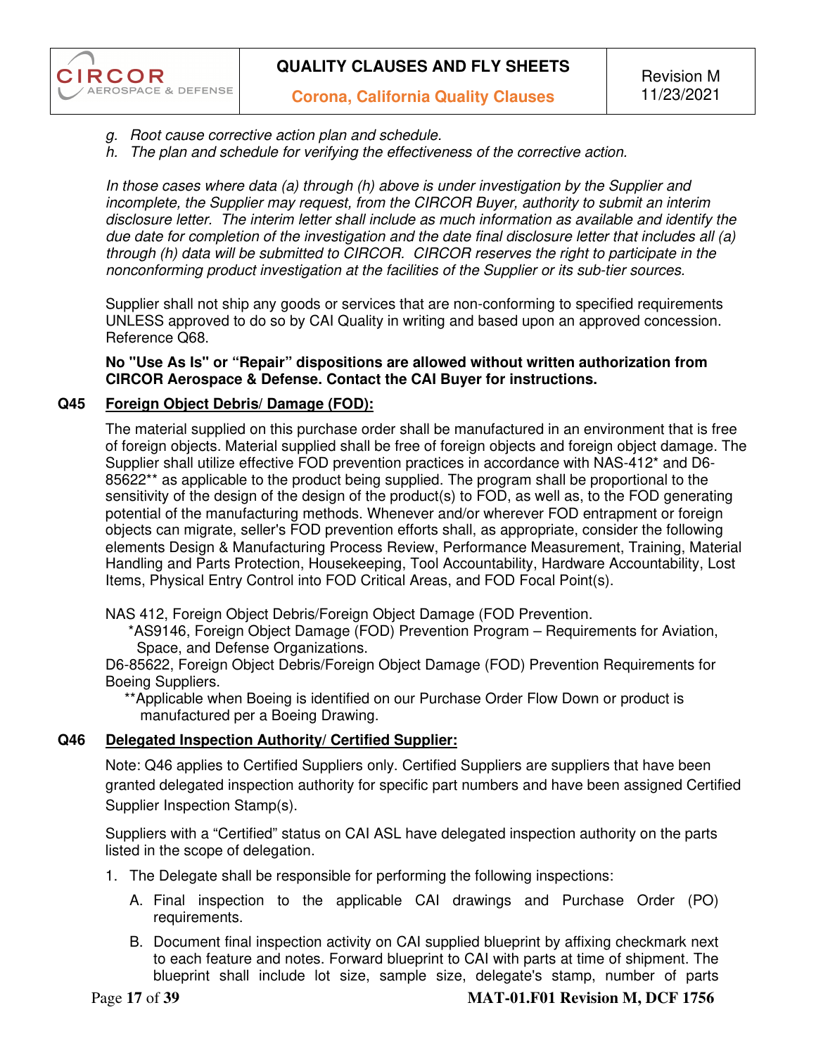*g. Root cause corrective action plan and schedule.*
*h. The plan and schedule for verifying the effectiveness of the corrective action.*

*In those cases where data (a) through (h) above is under investigation by the Supplier and incomplete, the Supplier may request, from the CIRCOR Buyer, authority to submit an interim disclosure letter. The interim letter shall include as much information as available and identify the due date for completion of the investigation and the date final disclosure letter that includes all (a) through (h) data will be submitted to CIRCOR. CIRCOR reserves the right to participate in the nonconforming product investigation at the facilities of the Supplier or its sub-tier sources.*

Supplier shall not ship any goods or services that are non-conforming to specified requirements UNLESS approved to do so by CAI Quality in writing and based upon an approved concession. Reference Q68.

**No "Use As Is" or "Repair" dispositions are allowed without written authorization from CIRCOR Aerospace & Defense. Contact the CAI Buyer for instructions.**

## Q45 Foreign Object Debris/ Damage (FOD):

The material supplied on this purchase order shall be manufactured in an environment that is free of foreign objects. Material supplied shall be free of foreign objects and foreign object damage. The Supplier shall utilize effective FOD prevention practices in accordance with NAS-412* and D6-85622** as applicable to the product being supplied. The program shall be proportional to the sensitivity of the design of the design of the product(s) to FOD, as well as, to the FOD generating potential of the manufacturing methods. Whenever and/or wherever FOD entrapment or foreign objects can migrate, seller's FOD prevention efforts shall, as appropriate, consider the following elements Design & Manufacturing Process Review, Performance Measurement, Training, Material Handling and Parts Protection, Housekeeping, Tool Accountability, Hardware Accountability, Lost Items, Physical Entry Control into FOD Critical Areas, and FOD Focal Point(s).

NAS 412, Foreign Object Debris/Foreign Object Damage (FOD Prevention.
*AS9146, Foreign Object Damage (FOD) Prevention Program – Requirements for Aviation, Space, and Defense Organizations.
D6-85622, Foreign Object Debris/Foreign Object Damage (FOD) Prevention Requirements for Boeing Suppliers.
**Applicable when Boeing is identified on our Purchase Order Flow Down or product is manufactured per a Boeing Drawing.

## Q46 Delegated Inspection Authority/ Certified Supplier:

Note: Q46 applies to Certified Suppliers only. Certified Suppliers are suppliers that have been granted delegated inspection authority for specific part numbers and have been assigned Certified Supplier Inspection Stamp(s).

Suppliers with a "Certified" status on CAI ASL have delegated inspection authority on the parts listed in the scope of delegation.

1. The Delegate shall be responsible for performing the following inspections:
   A. Final inspection to the applicable CAI drawings and Purchase Order (PO) requirements.
   B. Document final inspection activity on CAI supplied blueprint by affixing checkmark next to each feature and notes. Forward blueprint to CAI with parts at time of shipment. The blueprint shall include lot size, sample size, delegate's stamp, number of parts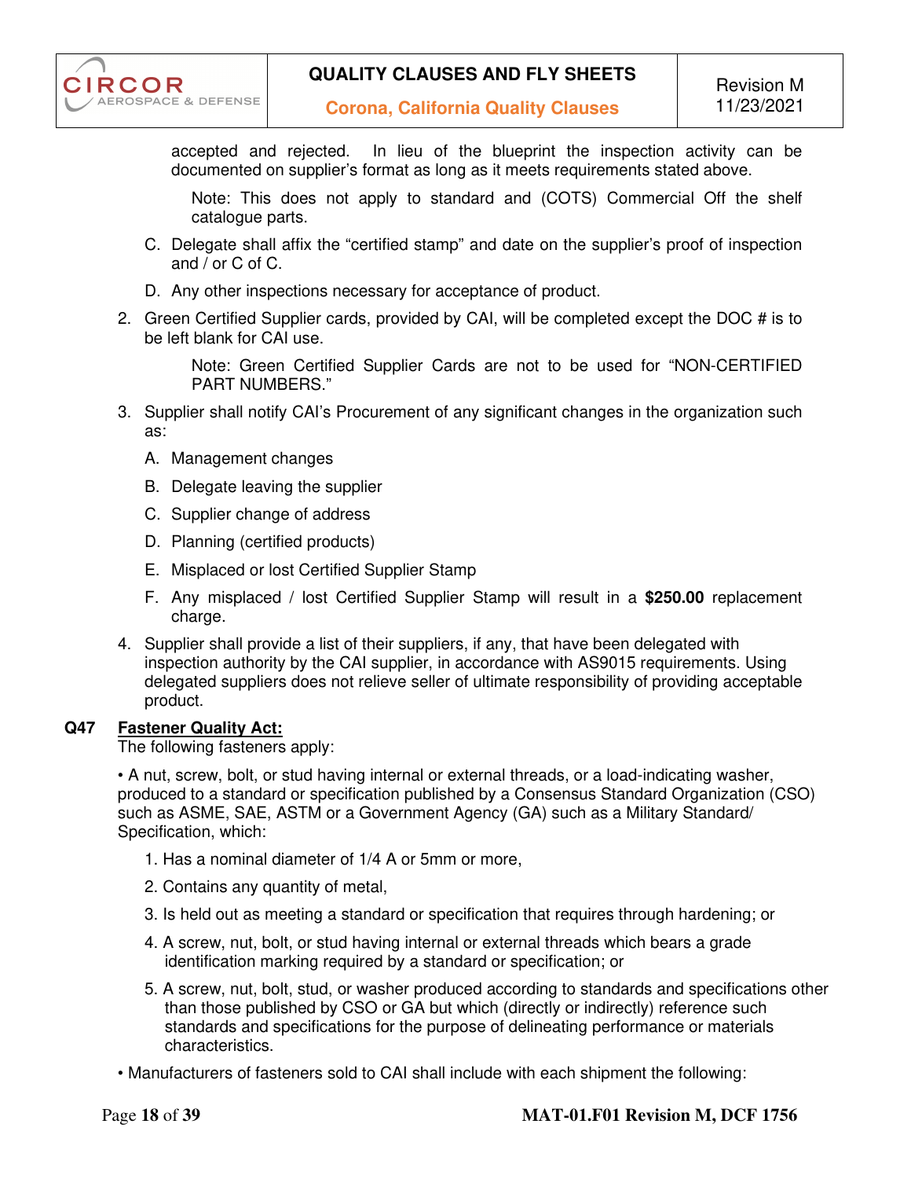accepted and rejected. In lieu of the blueprint the inspection activity can be documented on supplier's format as long as it meets requirements stated above.

Note: This does not apply to standard and (COTS) Commercial Off the shelf catalogue parts.

C. Delegate shall affix the "certified stamp" and date on the supplier's proof of inspection and / or C of C.

D. Any other inspections necessary for acceptance of product.

2. Green Certified Supplier cards, provided by CAI, will be completed except the DOC # is to be left blank for CAI use.

   Note: Green Certified Supplier Cards are not to be used for "NON-CERTIFIED PART NUMBERS."

3. Supplier shall notify CAI's Procurement of any significant changes in the organization such as:

   A. Management changes

   B. Delegate leaving the supplier

   C. Supplier change of address

   D. Planning (certified products)

   E. Misplaced or lost Certified Supplier Stamp

   F. Any misplaced / lost Certified Supplier Stamp will result in a **$250.00** replacement charge.

4. Supplier shall provide a list of their suppliers, if any, that have been delegated with inspection authority by the CAI supplier, in accordance with AS9015 requirements. Using delegated suppliers does not relieve seller of ultimate responsibility of providing acceptable product.

**Q47 Fastener Quality Act:**

The following fasteners apply:

• A nut, screw, bolt, or stud having internal or external threads, or a load-indicating washer, produced to a standard or specification published by a Consensus Standard Organization (CSO) such as ASME, SAE, ASTM or a Government Agency (GA) such as a Military Standard/ Specification, which:

1. Has a nominal diameter of 1/4 A or 5mm or more,
2. Contains any quantity of metal,
3. Is held out as meeting a standard or specification that requires through hardening; or
4. A screw, nut, bolt, or stud having internal or external threads which bears a grade identification marking required by a standard or specification; or
5. A screw, nut, bolt, stud, or washer produced according to standards and specifications other than those published by CSO or GA but which (directly or indirectly) reference such standards and specifications for the purpose of delineating performance or materials characteristics.

• Manufacturers of fasteners sold to CAI shall include with each shipment the following: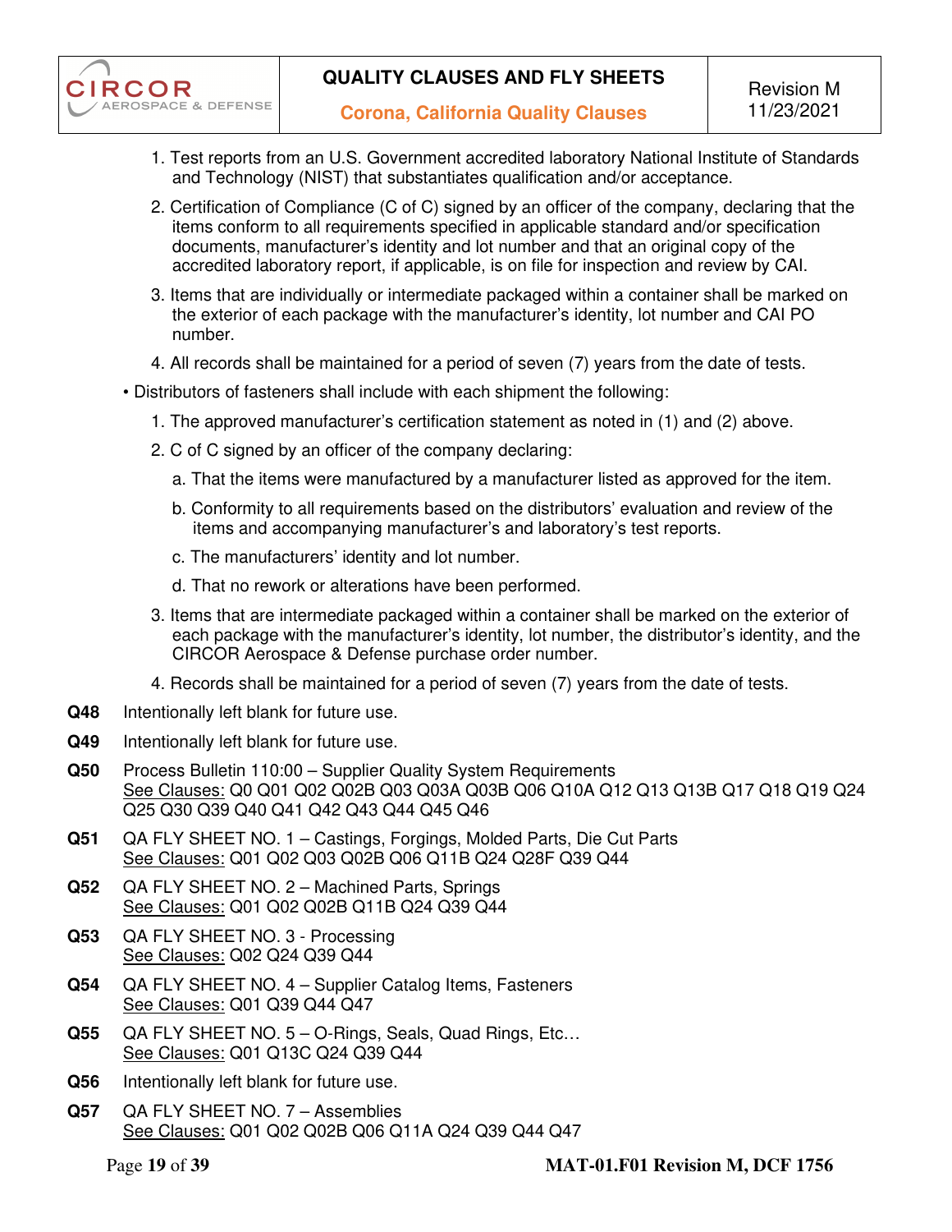1. Test reports from an U.S. Government accredited laboratory National Institute of Standards and Technology (NIST) that substantiates qualification and/or acceptance.
2. Certification of Compliance (C of C) signed by an officer of the company, declaring that the items conform to all requirements specified in applicable standard and/or specification documents, manufacturer's identity and lot number and that an original copy of the accredited laboratory report, if applicable, is on file for inspection and review by CAI.
3. Items that are individually or intermediate packaged within a container shall be marked on the exterior of each package with the manufacturer's identity, lot number and CAI PO number.
4. All records shall be maintained for a period of seven (7) years from the date of tests.

- Distributors of fasteners shall include with each shipment the following:
    1. The approved manufacturer's certification statement as noted in (1) and (2) above.
    2. C of C signed by an officer of the company declaring:
        a. That the items were manufactured by a manufacturer listed as approved for the item.
        b. Conformity to all requirements based on the distributors' evaluation and review of the items and accompanying manufacturer's and laboratory's test reports.
        c. The manufacturers' identity and lot number.
        d. That no rework or alterations have been performed.
    3. Items that are intermediate packaged within a container shall be marked on the exterior of each package with the manufacturer's identity, lot number, the distributor's identity, and the CIRCOR Aerospace & Defense purchase order number.
    4. Records shall be maintained for a period of seven (7) years from the date of tests.

**Q48** Intentionally left blank for future use.

**Q49** Intentionally left blank for future use.

**Q50** Process Bulletin 110:00 – Supplier Quality System Requirements
See Clauses: Q0 Q01 Q02 Q02B Q03 Q03A Q03B Q06 Q10A Q12 Q13 Q13B Q17 Q18 Q19 Q24 Q25 Q30 Q39 Q40 Q41 Q42 Q43 Q44 Q45 Q46

**Q51** QA FLY SHEET NO. 1 – Castings, Forgings, Molded Parts, Die Cut Parts
See Clauses: Q01 Q02 Q03 Q02B Q06 Q11B Q24 Q28F Q39 Q44

**Q52** QA FLY SHEET NO. 2 – Machined Parts, Springs
See Clauses: Q01 Q02 Q02B Q11B Q24 Q39 Q44

**Q53** QA FLY SHEET NO. 3 - Processing
See Clauses: Q02 Q24 Q39 Q44

**Q54** QA FLY SHEET NO. 4 – Supplier Catalog Items, Fasteners
See Clauses: Q01 Q39 Q44 Q47

**Q55** QA FLY SHEET NO. 5 – O-Rings, Seals, Quad Rings, Etc…
See Clauses: Q01 Q13C Q24 Q39 Q44

**Q56** Intentionally left blank for future use.

**Q57** QA FLY SHEET NO. 7 – Assemblies
See Clauses: Q01 Q02 Q02B Q06 Q11A Q24 Q39 Q44 Q47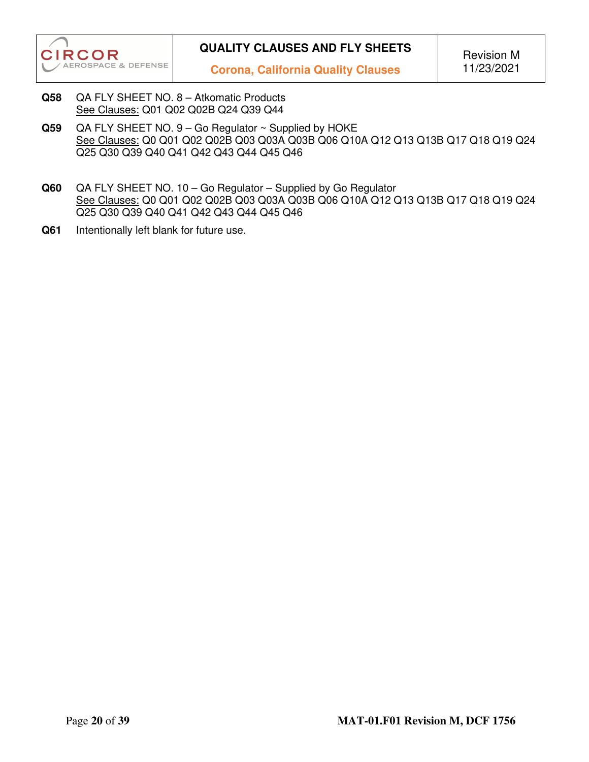**Q58** QA FLY SHEET NO. 8 – Atkomatic Products
<u>See Clauses:</u> Q01 Q02 Q02B Q24 Q39 Q44

**Q59** QA FLY SHEET NO. 9 – Go Regulator ~ Supplied by HOKE
<u>See Clauses:</u> Q0 Q01 Q02 Q02B Q03 Q03A Q03B Q06 Q10A Q12 Q13 Q13B Q17 Q18 Q19 Q24 Q25 Q30 Q39 Q40 Q41 Q42 Q43 Q44 Q45 Q46

**Q60** QA FLY SHEET NO. 10 – Go Regulator – Supplied by Go Regulator
<u>See Clauses:</u> Q0 Q01 Q02 Q02B Q03 Q03A Q03B Q06 Q10A Q12 Q13 Q13B Q17 Q18 Q19 Q24 Q25 Q30 Q39 Q40 Q41 Q42 Q43 Q44 Q45 Q46

**Q61** Intentionally left blank for future use.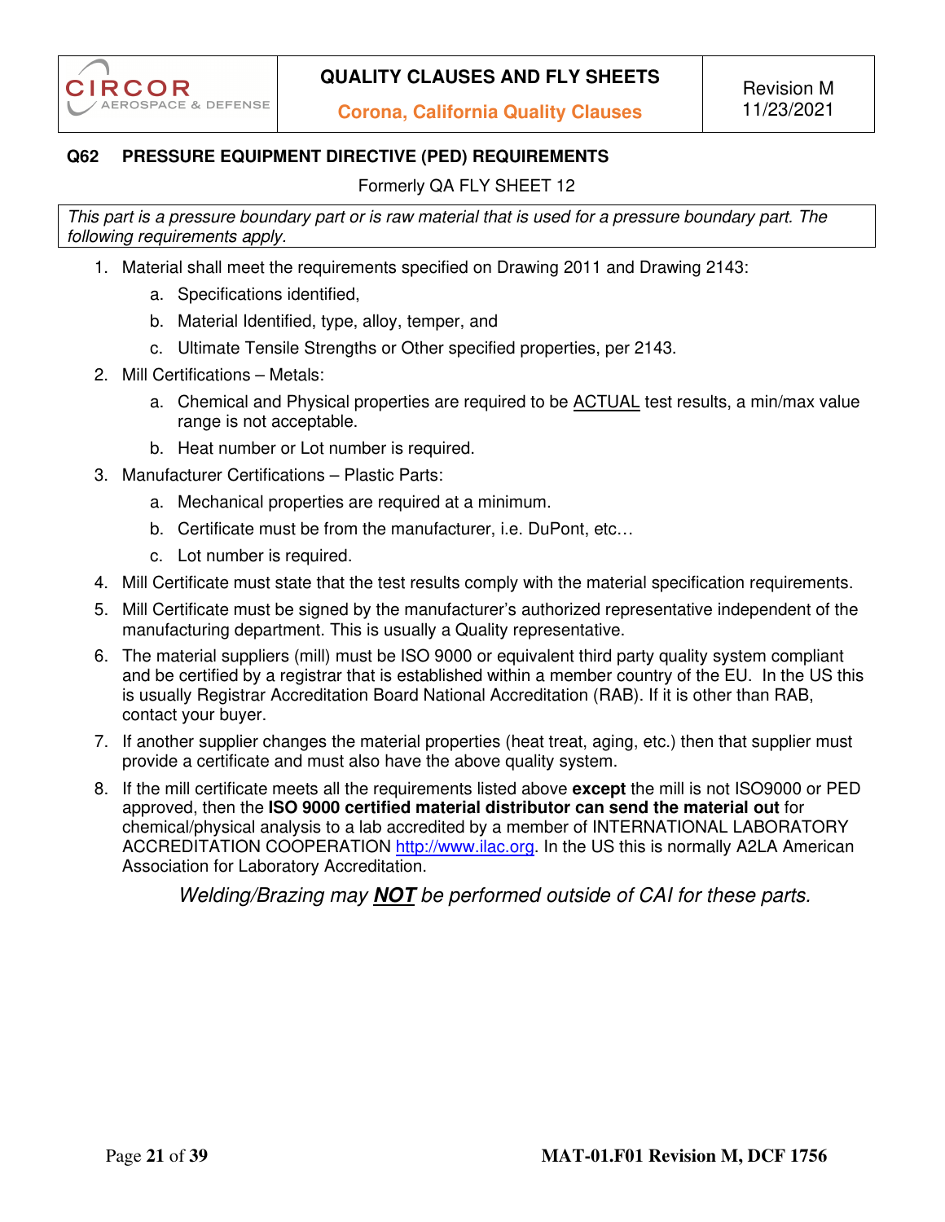## Q62 PRESSURE EQUIPMENT DIRECTIVE (PED) REQUIREMENTS

Formerly QA FLY SHEET 12

*This part is a pressure boundary part or is raw material that is used for a pressure boundary part. The following requirements apply.*

1. Material shall meet the requirements specified on Drawing 2011 and Drawing 2143:
   a. Specifications identified,
   b. Material Identified, type, alloy, temper, and
   c. Ultimate Tensile Strengths or Other specified properties, per 2143.
2. Mill Certifications – Metals:
   a. Chemical and Physical properties are required to be <u>ACTUAL</u> test results, a min/max value range is not acceptable.
   b. Heat number or Lot number is required.
3. Manufacturer Certifications – Plastic Parts:
   a. Mechanical properties are required at a minimum.
   b. Certificate must be from the manufacturer, i.e. DuPont, etc…
   c. Lot number is required.
4. Mill Certificate must state that the test results comply with the material specification requirements.
5. Mill Certificate must be signed by the manufacturer's authorized representative independent of the manufacturing department. This is usually a Quality representative.
6. The material suppliers (mill) must be ISO 9000 or equivalent third party quality system compliant and be certified by a registrar that is established within a member country of the EU. In the US this is usually Registrar Accreditation Board National Accreditation (RAB). If it is other than RAB, contact your buyer.
7. If another supplier changes the material properties (heat treat, aging, etc.) then that supplier must provide a certificate and must also have the above quality system.
8. If the mill certificate meets all the requirements listed above **except** the mill is not ISO9000 or PED approved, then the **ISO 9000 certified material distributor can send the material out** for chemical/physical analysis to a lab accredited by a member of INTERNATIONAL LABORATORY ACCREDITATION COOPERATION http://www.ilac.org. In the US this is normally A2LA American Association for Laboratory Accreditation.

*Welding/Brazing may **<u>NOT</u>** be performed outside of CAI for these parts.*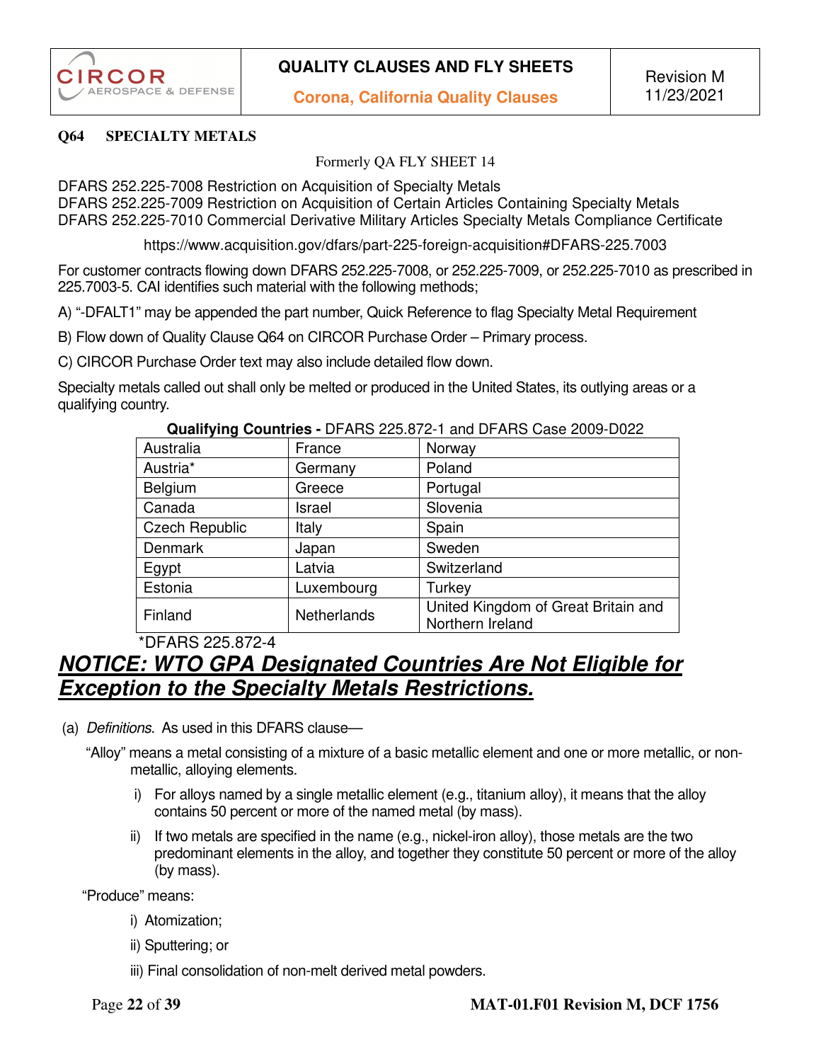## Q64 SPECIALTY METALS

Formerly QA FLY SHEET 14

DFARS 252.225-7008 Restriction on Acquisition of Specialty Metals
DFARS 252.225-7009 Restriction on Acquisition of Certain Articles Containing Specialty Metals
DFARS 252.225-7010 Commercial Derivative Military Articles Specialty Metals Compliance Certificate

https://www.acquisition.gov/dfars/part-225-foreign-acquisition#DFARS-225.7003

For customer contracts flowing down DFARS 252.225-7008, or 252.225-7009, or 252.225-7010 as prescribed in 225.7003-5. CAI identifies such material with the following methods;

A) "-DFALT1" may be appended the part number, Quick Reference to flag Specialty Metal Requirement

B) Flow down of Quality Clause Q64 on CIRCOR Purchase Order – Primary process.

C) CIRCOR Purchase Order text may also include detailed flow down.

Specialty metals called out shall only be melted or produced in the United States, its outlying areas or a qualifying country.

**Qualifying Countries -** DFARS 225.872-1 and DFARS Case 2009-D022

| | | |
|---|---|---|
| Australia | France | Norway |
| Austria* | Germany | Poland |
| Belgium | Greece | Portugal |
| Canada | Israel | Slovenia |
| Czech Republic | Italy | Spain |
| Denmark | Japan | Sweden |
| Egypt | Latvia | Switzerland |
| Estonia | Luxembourg | Turkey |
| Finland | Netherlands | United Kingdom of Great Britain and Northern Ireland |

*DFARS 225.872-4

***NOTICE: WTO GPA Designated Countries Are Not Eligible for Exception to the Specialty Metals Restrictions.***

(a) *Definitions*. As used in this DFARS clause—

"Alloy" means a metal consisting of a mixture of a basic metallic element and one or more metallic, or non-metallic, alloying elements.

i) For alloys named by a single metallic element (e.g., titanium alloy), it means that the alloy contains 50 percent or more of the named metal (by mass).

ii) If two metals are specified in the name (e.g., nickel-iron alloy), those metals are the two predominant elements in the alloy, and together they constitute 50 percent or more of the alloy (by mass).

"Produce" means:

i) Atomization;

ii) Sputtering; or

iii) Final consolidation of non-melt derived metal powders.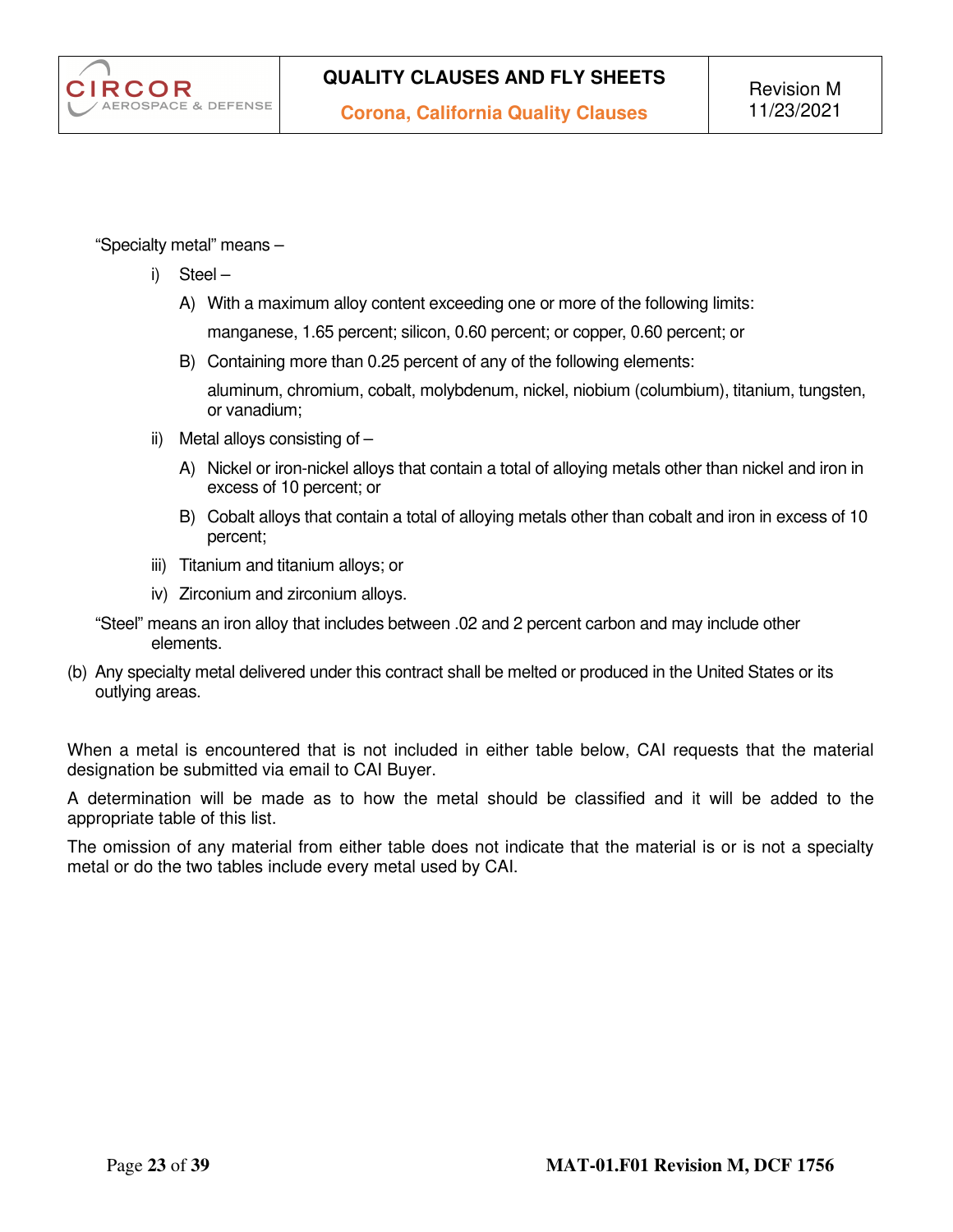"Specialty metal" means –

i) Steel –

   A) With a maximum alloy content exceeding one or more of the following limits:

      manganese, 1.65 percent; silicon, 0.60 percent; or copper, 0.60 percent; or

   B) Containing more than 0.25 percent of any of the following elements:

      aluminum, chromium, cobalt, molybdenum, nickel, niobium (columbium), titanium, tungsten, or vanadium;

ii) Metal alloys consisting of –

   A) Nickel or iron-nickel alloys that contain a total of alloying metals other than nickel and iron in excess of 10 percent; or

   B) Cobalt alloys that contain a total of alloying metals other than cobalt and iron in excess of 10 percent;

iii) Titanium and titanium alloys; or

iv) Zirconium and zirconium alloys.

"Steel" means an iron alloy that includes between .02 and 2 percent carbon and may include other elements.

(b) Any specialty metal delivered under this contract shall be melted or produced in the United States or its outlying areas.

When a metal is encountered that is not included in either table below, CAI requests that the material designation be submitted via email to CAI Buyer.

A determination will be made as to how the metal should be classified and it will be added to the appropriate table of this list.

The omission of any material from either table does not indicate that the material is or is not a specialty metal or do the two tables include every metal used by CAI.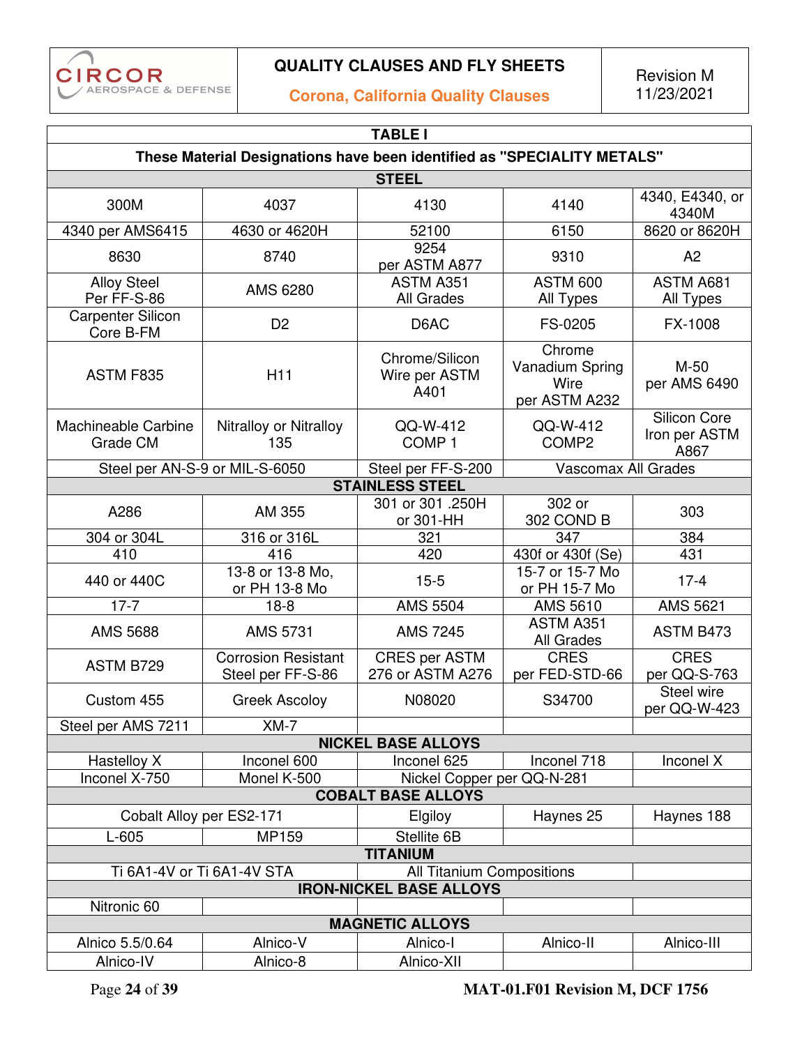| TABLE I | | | | |
|---|---|---|---|---|
| **These Material Designations have been identified as "SPECIALITY METALS"** | | | | |
| **STEEL** | | | | |
| 300M | 4037 | 4130 | 4140 | 4340, E4340, or 4340M |
| 4340 per AMS6415 | 4630 or 4620H | 52100 | 6150 | 8620 or 8620H |
| 8630 | 8740 | 9254 per ASTM A877 | 9310 | A2 |
| Alloy Steel Per FF-S-86 | AMS 6280 | ASTM A351 All Grades | ASTM 600 All Types | ASTM A681 All Types |
| Carpenter Silicon Core B-FM | D2 | D6AC | FS-0205 | FX-1008 |
| ASTM F835 | H11 | Chrome/Silicon Wire per ASTM A401 | Chrome Vanadium Spring Wire per ASTM A232 | M-50 per AMS 6490 |
| Machineable Carbine Grade CM | Nitralloy or Nitralloy 135 | QQ-W-412 COMP 1 | QQ-W-412 COMP2 | Silicon Core Iron per ASTM A867 |
| Steel per AN-S-9 or MIL-S-6050 | | Steel per FF-S-200 | Vascomax All Grades | |
| **STAINLESS STEEL** | | | | |
| A286 | AM 355 | 301 or 301 .250H or 301-HH | 302 or 302 COND B | 303 |
| 304 or 304L | 316 or 316L | 321 | 347 | 384 |
| 410 | 416 | 420 | 430f or 430f (Se) | 431 |
| 440 or 440C | 13-8 or 13-8 Mo, or PH 13-8 Mo | 15-5 | 15-7 or 15-7 Mo or PH 15-7 Mo | 17-4 |
| 17-7 | 18-8 | AMS 5504 | AMS 5610 | AMS 5621 |
| AMS 5688 | AMS 5731 | AMS 7245 | ASTM A351 All Grades | ASTM B473 |
| ASTM B729 | Corrosion Resistant Steel per FF-S-86 | CRES per ASTM 276 or ASTM A276 | CRES per FED-STD-66 | CRES per QQ-S-763 |
| Custom 455 | Greek Ascoloy | N08020 | S34700 | Steel wire per QQ-W-423 |
| Steel per AMS 7211 | XM-7 | | | |
| **NICKEL BASE ALLOYS** | | | | |
| Hastelloy X | Inconel 600 | Inconel 625 | Inconel 718 | Inconel X |
| Inconel X-750 | Monel K-500 | Nickel Copper per QQ-N-281 | | |
| **COBALT BASE ALLOYS** | | | | |
| Cobalt Alloy per ES2-171 | | Elgiloy | Haynes 25 | Haynes 188 |
| L-605 | MP159 | Stellite 6B | | |
| **TITANIUM** | | | | |
| Ti 6A1-4V or Ti 6A1-4V STA | | All Titanium Compositions | | |
| **IRON-NICKEL BASE ALLOYS** | | | | |
| Nitronic 60 | | | | |
| **MAGNETIC ALLOYS** | | | | |
| Alnico 5.5/0.64 | Alnico-V | Alnico-I | Alnico-II | Alnico-III |
| Alnico-IV | Alnico-8 | Alnico-XII | | |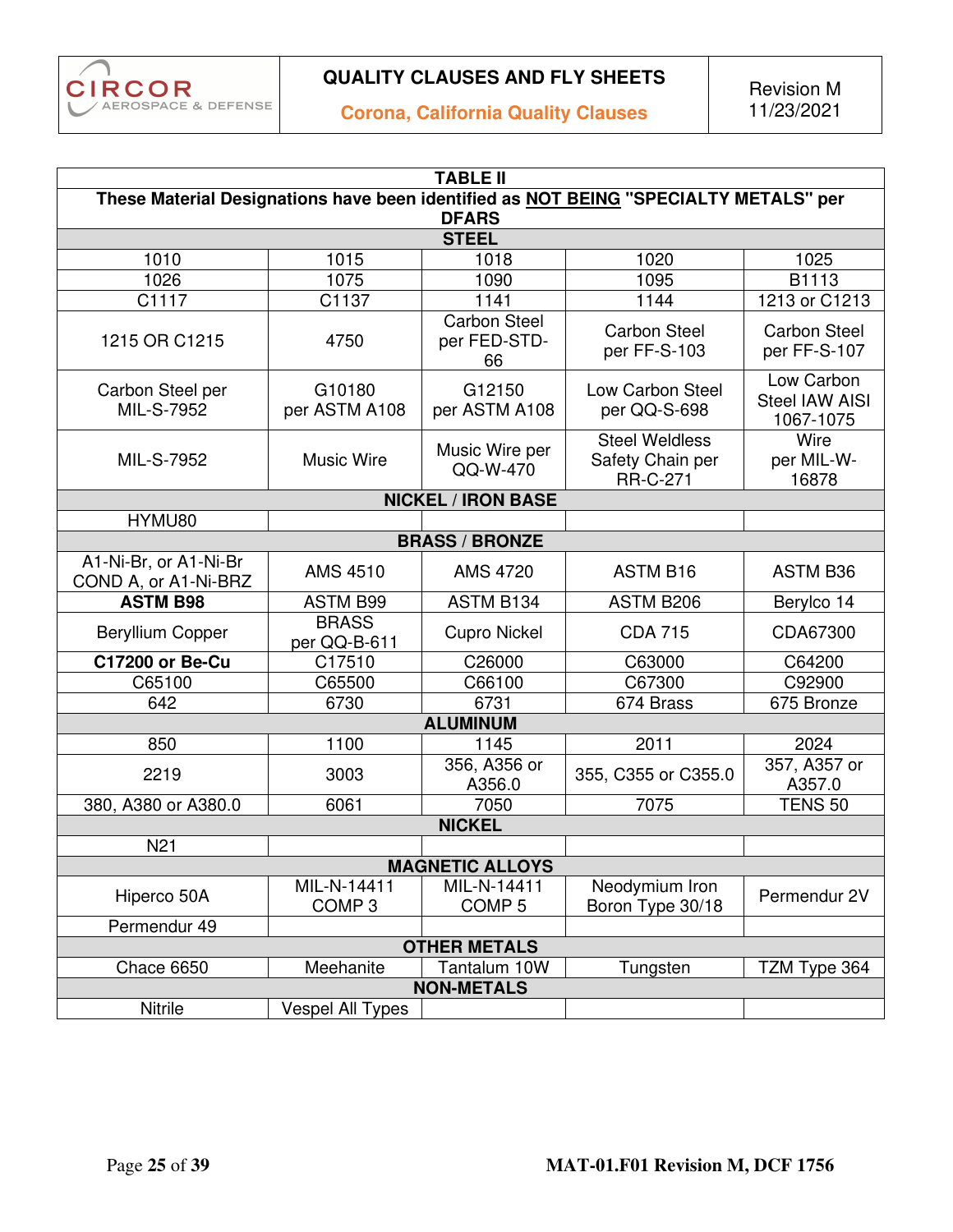| TABLE II | | | | |
|---|---|---|---|---|
| **These Material Designations have been identified as NOT BEING "SPECIALTY METALS" per DFARS** | | | | |
| **STEEL** | | | | |
| 1010 | 1015 | 1018 | 1020 | 1025 |
| 1026 | 1075 | 1090 | 1095 | B1113 |
| C1117 | C1137 | 1141 | 1144 | 1213 or C1213 |
| 1215 OR C1215 | 4750 | Carbon Steel per FED-STD-66 | Carbon Steel per FF-S-103 | Carbon Steel per FF-S-107 |
| Carbon Steel per MIL-S-7952 | G10180 per ASTM A108 | G12150 per ASTM A108 | Low Carbon Steel per QQ-S-698 | Low Carbon Steel IAW AISI 1067-1075 |
| MIL-S-7952 | Music Wire | Music Wire per QQ-W-470 | Steel Weldless Safety Chain per RR-C-271 | Wire per MIL-W-16878 |
| **NICKEL / IRON BASE** | | | | |
| HYMU80 | | | | |
| **BRASS / BRONZE** | | | | |
| A1-Ni-Br, or A1-Ni-Br COND A, or A1-Ni-BRZ | AMS 4510 | AMS 4720 | ASTM B16 | ASTM B36 |
| **ASTM B98** | ASTM B99 | ASTM B134 | ASTM B206 | Berylco 14 |
| Beryllium Copper | BRASS per QQ-B-611 | Cupro Nickel | CDA 715 | CDA67300 |
| **C17200 or Be-Cu** | C17510 | C26000 | C63000 | C64200 |
| C65100 | C65500 | C66100 | C67300 | C92900 |
| 642 | 6730 | 6731 | 674 Brass | 675 Bronze |
| **ALUMINUM** | | | | |
| 850 | 1100 | 1145 | 2011 | 2024 |
| 2219 | 3003 | 356, A356 or A356.0 | 355, C355 or C355.0 | 357, A357 or A357.0 |
| 380, A380 or A380.0 | 6061 | 7050 | 7075 | TENS 50 |
| **NICKEL** | | | | |
| N21 | | | | |
| **MAGNETIC ALLOYS** | | | | |
| Hiperco 50A | MIL-N-14411 COMP 3 | MIL-N-14411 COMP 5 | Neodymium Iron Boron Type 30/18 | Permendur 2V |
| Permendur 49 | | | | |
| **OTHER METALS** | | | | |
| Chace 6650 | Meehanite | Tantalum 10W | Tungsten | TZM Type 364 |
| **NON-METALS** | | | | |
| Nitrile | Vespel All Types | | | |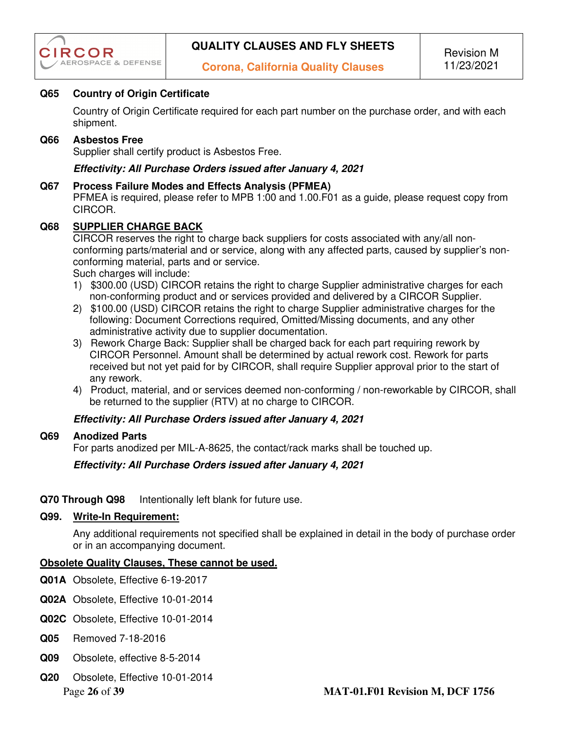### Q65 Country of Origin Certificate

Country of Origin Certificate required for each part number on the purchase order, and with each shipment.

### Q66 Asbestos Free

Supplier shall certify product is Asbestos Free.

***Effectivity: All Purchase Orders issued after January 4, 2021***

### Q67 Process Failure Modes and Effects Analysis (PFMEA)

PFMEA is required, please refer to MPB 1:00 and 1.00.F01 as a guide, please request copy from CIRCOR.

### Q68 SUPPLIER CHARGE BACK

CIRCOR reserves the right to charge back suppliers for costs associated with any/all non-conforming parts/material and or service, along with any affected parts, caused by supplier's non-conforming material, parts and or service.

Such charges will include:

1) $300.00 (USD) CIRCOR retains the right to charge Supplier administrative charges for each non-conforming product and or services provided and delivered by a CIRCOR Supplier.
2) $100.00 (USD) CIRCOR retains the right to charge Supplier administrative charges for the following: Document Corrections required, Omitted/Missing documents, and any other administrative activity due to supplier documentation.
3) Rework Charge Back: Supplier shall be charged back for each part requiring rework by CIRCOR Personnel. Amount shall be determined by actual rework cost. Rework for parts received but not yet paid for by CIRCOR, shall require Supplier approval prior to the start of any rework.
4) Product, material, and or services deemed non-conforming / non-reworkable by CIRCOR, shall be returned to the supplier (RTV) at no charge to CIRCOR.

***Effectivity: All Purchase Orders issued after January 4, 2021***

### Q69 Anodized Parts

For parts anodized per MIL-A-8625, the contact/rack marks shall be touched up.

***Effectivity: All Purchase Orders issued after January 4, 2021***

**Q70 Through Q98** Intentionally left blank for future use.

### Q99. Write-In Requirement:

Any additional requirements not specified shall be explained in detail in the body of purchase order or in an accompanying document.

**Obsolete Quality Clauses, These cannot be used.**

**Q01A** Obsolete, Effective 6-19-2017

**Q02A** Obsolete, Effective 10-01-2014

**Q02C** Obsolete, Effective 10-01-2014

**Q05** Removed 7-18-2016

**Q09** Obsolete, effective 8-5-2014

**Q20** Obsolete, Effective 10-01-2014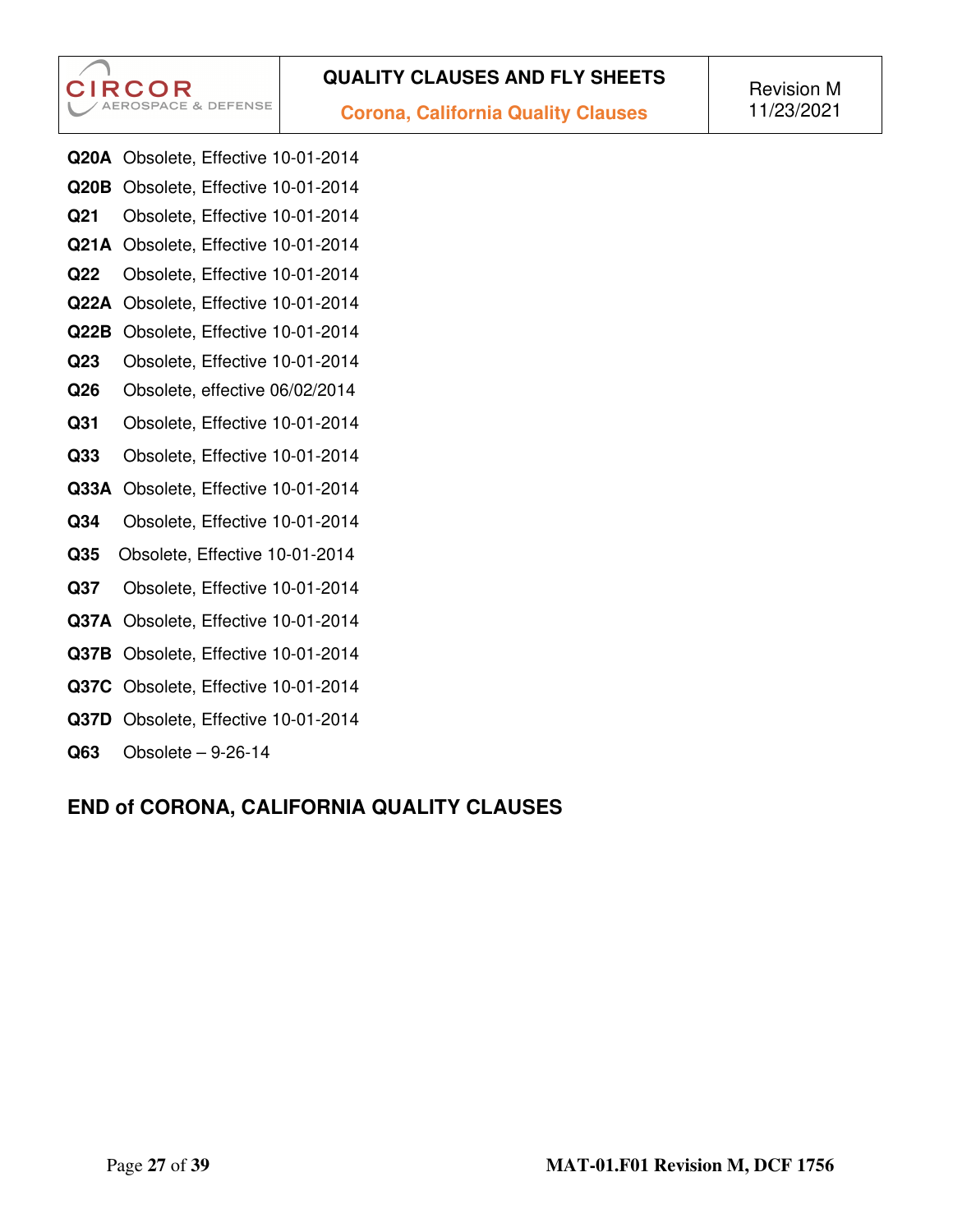**Q20A** Obsolete, Effective 10-01-2014

**Q20B** Obsolete, Effective 10-01-2014

**Q21** Obsolete, Effective 10-01-2014

**Q21A** Obsolete, Effective 10-01-2014

**Q22** Obsolete, Effective 10-01-2014

**Q22A** Obsolete, Effective 10-01-2014

**Q22B** Obsolete, Effective 10-01-2014

**Q23** Obsolete, Effective 10-01-2014

**Q26** Obsolete, effective 06/02/2014

**Q31** Obsolete, Effective 10-01-2014

**Q33** Obsolete, Effective 10-01-2014

**Q33A** Obsolete, Effective 10-01-2014

**Q34** Obsolete, Effective 10-01-2014

**Q35** Obsolete, Effective 10-01-2014

**Q37** Obsolete, Effective 10-01-2014

**Q37A** Obsolete, Effective 10-01-2014

**Q37B** Obsolete, Effective 10-01-2014

**Q37C** Obsolete, Effective 10-01-2014

**Q37D** Obsolete, Effective 10-01-2014

**Q63** Obsolete – 9-26-14

## END of CORONA, CALIFORNIA QUALITY CLAUSES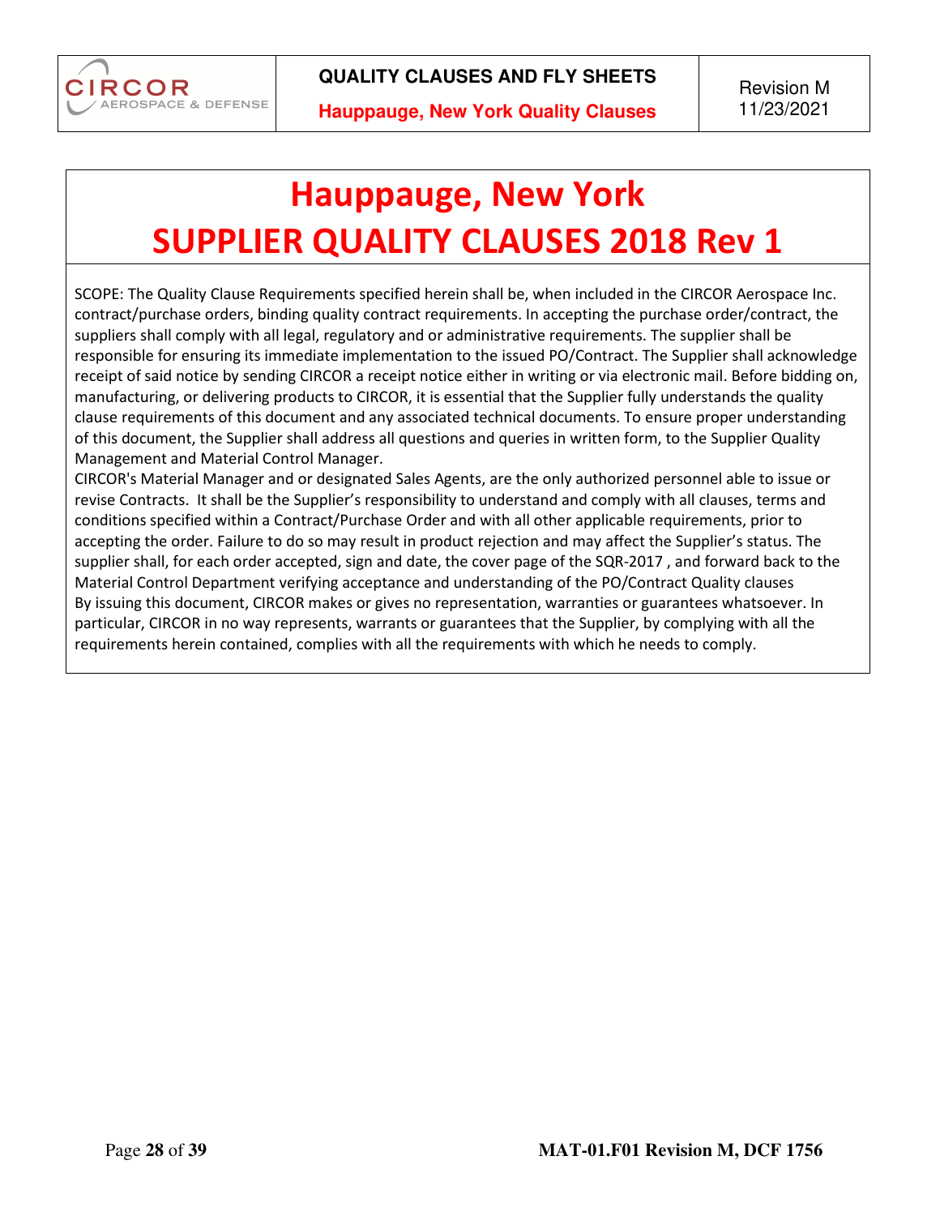# Hauppauge, New York
# SUPPLIER QUALITY CLAUSES 2018 Rev 1

SCOPE: The Quality Clause Requirements specified herein shall be, when included in the CIRCOR Aerospace Inc. contract/purchase orders, binding quality contract requirements. In accepting the purchase order/contract, the suppliers shall comply with all legal, regulatory and or administrative requirements. The supplier shall be responsible for ensuring its immediate implementation to the issued PO/Contract. The Supplier shall acknowledge receipt of said notice by sending CIRCOR a receipt notice either in writing or via electronic mail. Before bidding on, manufacturing, or delivering products to CIRCOR, it is essential that the Supplier fully understands the quality clause requirements of this document and any associated technical documents. To ensure proper understanding of this document, the Supplier shall address all questions and queries in written form, to the Supplier Quality Management and Material Control Manager.

CIRCOR's Material Manager and or designated Sales Agents, are the only authorized personnel able to issue or revise Contracts. It shall be the Supplier's responsibility to understand and comply with all clauses, terms and conditions specified within a Contract/Purchase Order and with all other applicable requirements, prior to accepting the order. Failure to do so may result in product rejection and may affect the Supplier's status. The supplier shall, for each order accepted, sign and date, the cover page of the SQR-2017 , and forward back to the Material Control Department verifying acceptance and understanding of the PO/Contract Quality clauses

By issuing this document, CIRCOR makes or gives no representation, warranties or guarantees whatsoever. In particular, CIRCOR in no way represents, warrants or guarantees that the Supplier, by complying with all the requirements herein contained, complies with all the requirements with which he needs to comply.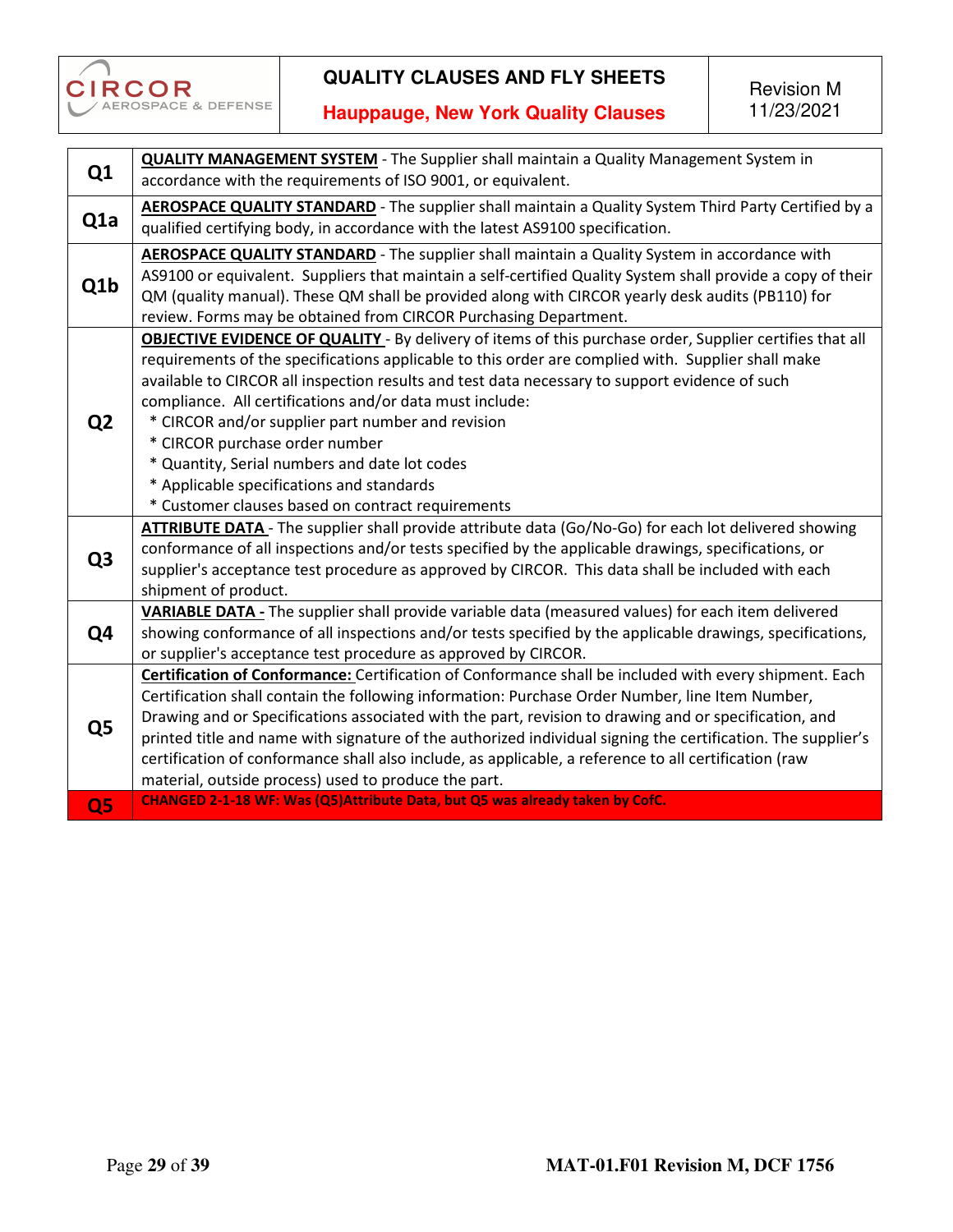# QUALITY CLAUSES AND FLY SHEETS

## Hauppauge, New York Quality Clauses

Revision M
11/23/2021

| | |
|---|---|
| **Q1** | **QUALITY MANAGEMENT SYSTEM** - The Supplier shall maintain a Quality Management System in accordance with the requirements of ISO 9001, or equivalent. |
| **Q1a** | **AEROSPACE QUALITY STANDARD** - The supplier shall maintain a Quality System Third Party Certified by a qualified certifying body, in accordance with the latest AS9100 specification. |
| **Q1b** | **AEROSPACE QUALITY STANDARD** - The supplier shall maintain a Quality System in accordance with AS9100 or equivalent. Suppliers that maintain a self-certified Quality System shall provide a copy of their QM (quality manual). These QM shall be provided along with CIRCOR yearly desk audits (PB110) for review. Forms may be obtained from CIRCOR Purchasing Department. |
| **Q2** | **OBJECTIVE EVIDENCE OF QUALITY** - By delivery of items of this purchase order, Supplier certifies that all requirements of the specifications applicable to this order are complied with. Supplier shall make available to CIRCOR all inspection results and test data necessary to support evidence of such compliance. All certifications and/or data must include:<br>* CIRCOR and/or supplier part number and revision<br>* CIRCOR purchase order number<br>* Quantity, Serial numbers and date lot codes<br>* Applicable specifications and standards<br>* Customer clauses based on contract requirements |
| **Q3** | **ATTRIBUTE DATA** - The supplier shall provide attribute data (Go/No-Go) for each lot delivered showing conformance of all inspections and/or tests specified by the applicable drawings, specifications, or supplier's acceptance test procedure as approved by CIRCOR. This data shall be included with each shipment of product. |
| **Q4** | **VARIABLE DATA -** The supplier shall provide variable data (measured values) for each item delivered showing conformance of all inspections and/or tests specified by the applicable drawings, specifications, or supplier's acceptance test procedure as approved by CIRCOR. |
| **Q5** | **Certification of Conformance:** Certification of Conformance shall be included with every shipment. Each Certification shall contain the following information: Purchase Order Number, line Item Number, Drawing and or Specifications associated with the part, revision to drawing and or specification, and printed title and name with signature of the authorized individual signing the certification. The supplier's certification of conformance shall also include, as applicable, a reference to all certification (raw material, outside process) used to produce the part. |
| **Q5** | **CHANGED 2-1-18 WF: Was (Q5)Attribute Data, but Q5 was already taken by CofC.** |

MAT-01.F01 Revision M, DCF 1756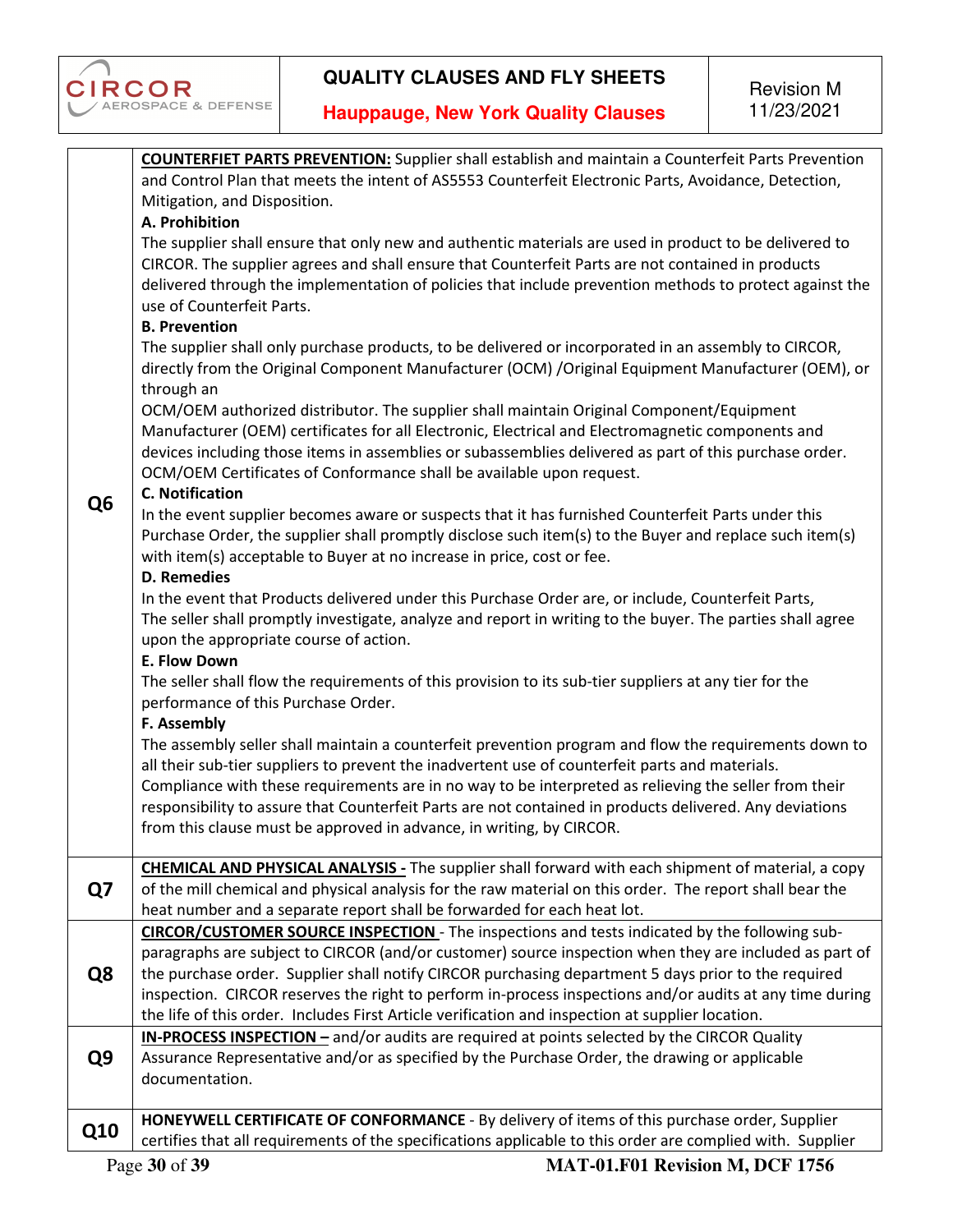| | |
|---|---|
| **Q6** | **COUNTERFIET PARTS PREVENTION:** Supplier shall establish and maintain a Counterfeit Parts Prevention and Control Plan that meets the intent of AS5553 Counterfeit Electronic Parts, Avoidance, Detection, Mitigation, and Disposition.<br>**A. Prohibition**<br>The supplier shall ensure that only new and authentic materials are used in product to be delivered to CIRCOR. The supplier agrees and shall ensure that Counterfeit Parts are not contained in products delivered through the implementation of policies that include prevention methods to protect against the use of Counterfeit Parts.<br>**B. Prevention**<br>The supplier shall only purchase products, to be delivered or incorporated in an assembly to CIRCOR, directly from the Original Component Manufacturer (OCM) /Original Equipment Manufacturer (OEM), or through an<br>OCM/OEM authorized distributor. The supplier shall maintain Original Component/Equipment Manufacturer (OEM) certificates for all Electronic, Electrical and Electromagnetic components and devices including those items in assemblies or subassemblies delivered as part of this purchase order. OCM/OEM Certificates of Conformance shall be available upon request.<br>**C. Notification**<br>In the event supplier becomes aware or suspects that it has furnished Counterfeit Parts under this Purchase Order, the supplier shall promptly disclose such item(s) to the Buyer and replace such item(s) with item(s) acceptable to Buyer at no increase in price, cost or fee.<br>**D. Remedies**<br>In the event that Products delivered under this Purchase Order are, or include, Counterfeit Parts, The seller shall promptly investigate, analyze and report in writing to the buyer. The parties shall agree upon the appropriate course of action.<br>**E. Flow Down**<br>The seller shall flow the requirements of this provision to its sub-tier suppliers at any tier for the performance of this Purchase Order.<br>**F. Assembly**<br>The assembly seller shall maintain a counterfeit prevention program and flow the requirements down to all their sub-tier suppliers to prevent the inadvertent use of counterfeit parts and materials. Compliance with these requirements are in no way to be interpreted as relieving the seller from their responsibility to assure that Counterfeit Parts are not contained in products delivered. Any deviations from this clause must be approved in advance, in writing, by CIRCOR. |
| **Q7** | **CHEMICAL AND PHYSICAL ANALYSIS -** The supplier shall forward with each shipment of material, a copy of the mill chemical and physical analysis for the raw material on this order. The report shall bear the heat number and a separate report shall be forwarded for each heat lot. |
| **Q8** | **CIRCOR/CUSTOMER SOURCE INSPECTION** - The inspections and tests indicated by the following sub-paragraphs are subject to CIRCOR (and/or customer) source inspection when they are included as part of the purchase order. Supplier shall notify CIRCOR purchasing department 5 days prior to the required inspection. CIRCOR reserves the right to perform in-process inspections and/or audits at any time during the life of this order. Includes First Article verification and inspection at supplier location. |
| **Q9** | **IN-PROCESS INSPECTION –** and/or audits are required at points selected by the CIRCOR Quality Assurance Representative and/or as specified by the Purchase Order, the drawing or applicable documentation. |
| **Q10** | **HONEYWELL CERTIFICATE OF CONFORMANCE** - By delivery of items of this purchase order, Supplier certifies that all requirements of the specifications applicable to this order are complied with. Supplier |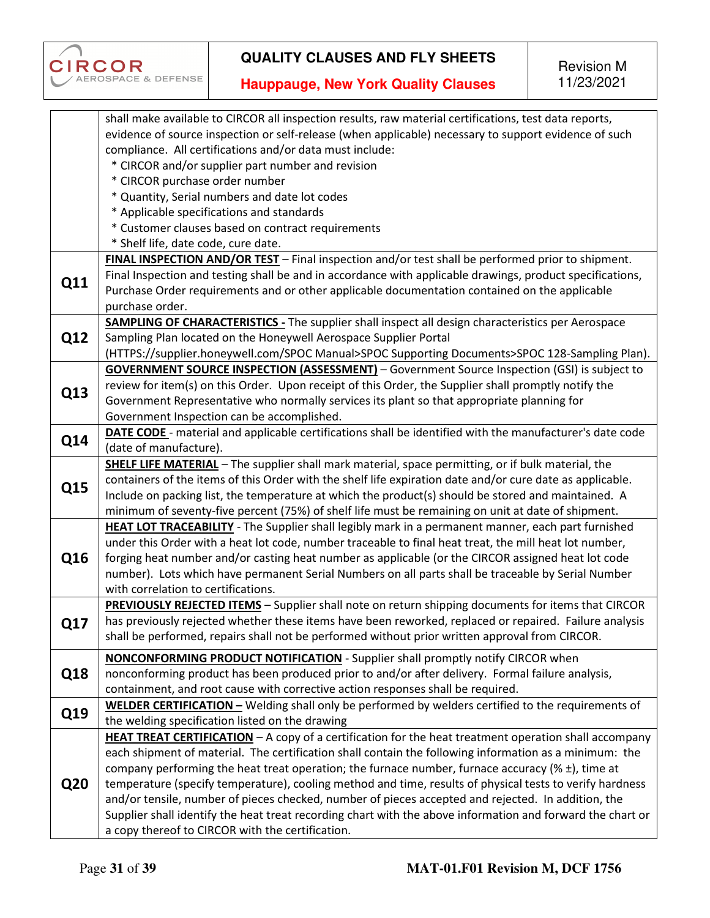| | |
|---|---|
| | shall make available to CIRCOR all inspection results, raw material certifications, test data reports, evidence of source inspection or self-release (when applicable) necessary to support evidence of such compliance. All certifications and/or data must include:<br>* CIRCOR and/or supplier part number and revision<br>* CIRCOR purchase order number<br>* Quantity, Serial numbers and date lot codes<br>* Applicable specifications and standards<br>* Customer clauses based on contract requirements<br>* Shelf life, date code, cure date. |
| **Q11** | **<u>FINAL INSPECTION AND/OR TEST</u>** – Final inspection and/or test shall be performed prior to shipment. Final Inspection and testing shall be and in accordance with applicable drawings, product specifications, Purchase Order requirements and or other applicable documentation contained on the applicable purchase order. |
| **Q12** | **<u>SAMPLING OF CHARACTERISTICS -</u>** The supplier shall inspect all design characteristics per Aerospace Sampling Plan located on the Honeywell Aerospace Supplier Portal (HTTPS://supplier.honeywell.com/SPOC Manual>SPOC Supporting Documents>SPOC 128-Sampling Plan). |
| **Q13** | **<u>GOVERNMENT SOURCE INSPECTION (ASSESSMENT)</u>** – Government Source Inspection (GSI) is subject to review for item(s) on this Order. Upon receipt of this Order, the Supplier shall promptly notify the Government Representative who normally services its plant so that appropriate planning for Government Inspection can be accomplished. |
| **Q14** | **<u>DATE CODE</u>** - material and applicable certifications shall be identified with the manufacturer's date code (date of manufacture). |
| **Q15** | **<u>SHELF LIFE MATERIAL</u>** – The supplier shall mark material, space permitting, or if bulk material, the containers of the items of this Order with the shelf life expiration date and/or cure date as applicable. Include on packing list, the temperature at which the product(s) should be stored and maintained. A minimum of seventy-five percent (75%) of shelf life must be remaining on unit at date of shipment. |
| **Q16** | **<u>HEAT LOT TRACEABILITY</u>** - The Supplier shall legibly mark in a permanent manner, each part furnished under this Order with a heat lot code, number traceable to final heat treat, the mill heat lot number, forging heat number and/or casting heat number as applicable (or the CIRCOR assigned heat lot code number). Lots which have permanent Serial Numbers on all parts shall be traceable by Serial Number with correlation to certifications. |
| **Q17** | **<u>PREVIOUSLY REJECTED ITEMS</u>** – Supplier shall note on return shipping documents for items that CIRCOR has previously rejected whether these items have been reworked, replaced or repaired. Failure analysis shall be performed, repairs shall not be performed without prior written approval from CIRCOR. |
| **Q18** | **<u>NONCONFORMING PRODUCT NOTIFICATION</u>** - Supplier shall promptly notify CIRCOR when nonconforming product has been produced prior to and/or after delivery. Formal failure analysis, containment, and root cause with corrective action responses shall be required. |
| **Q19** | **<u>WELDER CERTIFICATION –</u>** Welding shall only be performed by welders certified to the requirements of the welding specification listed on the drawing |
| **Q20** | **<u>HEAT TREAT CERTIFICATION</u>** – A copy of a certification for the heat treatment operation shall accompany each shipment of material. The certification shall contain the following information as a minimum: the company performing the heat treat operation; the furnace number, furnace accuracy (% ±), time at temperature (specify temperature), cooling method and time, results of physical tests to verify hardness and/or tensile, number of pieces checked, number of pieces accepted and rejected. In addition, the Supplier shall identify the heat treat recording chart with the above information and forward the chart or a copy thereof to CIRCOR with the certification. |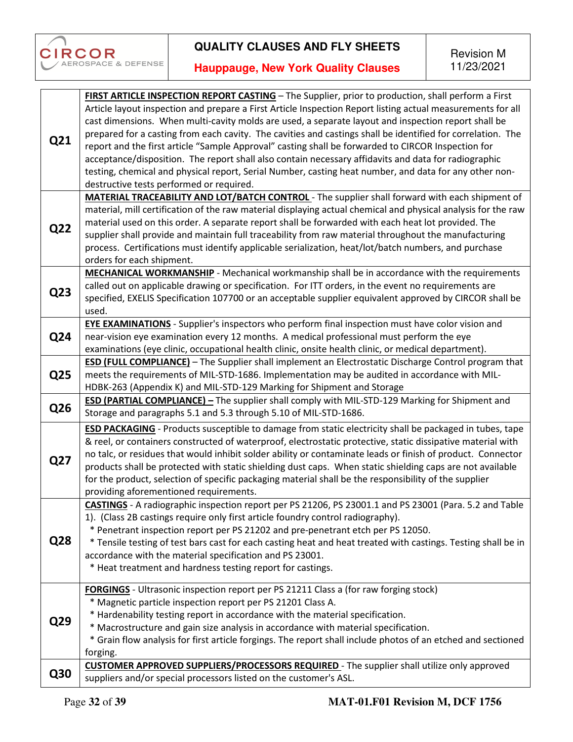| | |
|---|---|
| **Q21** | **FIRST ARTICLE INSPECTION REPORT CASTING** – The Supplier, prior to production, shall perform a First Article layout inspection and prepare a First Article Inspection Report listing actual measurements for all cast dimensions. When multi-cavity molds are used, a separate layout and inspection report shall be prepared for a casting from each cavity. The cavities and castings shall be identified for correlation. The report and the first article "Sample Approval" casting shall be forwarded to CIRCOR Inspection for acceptance/disposition. The report shall also contain necessary affidavits and data for radiographic testing, chemical and physical report, Serial Number, casting heat number, and data for any other non-destructive tests performed or required. |
| **Q22** | **MATERIAL TRACEABILITY AND LOT/BATCH CONTROL** - The supplier shall forward with each shipment of material, mill certification of the raw material displaying actual chemical and physical analysis for the raw material used on this order. A separate report shall be forwarded with each heat lot provided. The supplier shall provide and maintain full traceability from raw material throughout the manufacturing process. Certifications must identify applicable serialization, heat/lot/batch numbers, and purchase orders for each shipment. |
| **Q23** | **MECHANICAL WORKMANSHIP** - Mechanical workmanship shall be in accordance with the requirements called out on applicable drawing or specification. For ITT orders, in the event no requirements are specified, EXELIS Specification 107700 or an acceptable supplier equivalent approved by CIRCOR shall be used. |
| **Q24** | **EYE EXAMINATIONS** - Supplier's inspectors who perform final inspection must have color vision and near-vision eye examination every 12 months. A medical professional must perform the eye examinations (eye clinic, occupational health clinic, onsite health clinic, or medical department). |
| **Q25** | **ESD (FULL COMPLIANCE)** – The Supplier shall implement an Electrostatic Discharge Control program that meets the requirements of MIL-STD-1686. Implementation may be audited in accordance with MIL-HDBK-263 (Appendix K) and MIL-STD-129 Marking for Shipment and Storage |
| **Q26** | **ESD (PARTIAL COMPLIANCE) –** The supplier shall comply with MIL-STD-129 Marking for Shipment and Storage and paragraphs 5.1 and 5.3 through 5.10 of MIL-STD-1686. |
| **Q27** | **ESD PACKAGING** - Products susceptible to damage from static electricity shall be packaged in tubes, tape & reel, or containers constructed of waterproof, electrostatic protective, static dissipative material with no talc, or residues that would inhibit solder ability or contaminate leads or finish of product. Connector products shall be protected with static shielding dust caps. When static shielding caps are not available for the product, selection of specific packaging material shall be the responsibility of the supplier providing aforementioned requirements. |
| **Q28** | **CASTINGS** - A radiographic inspection report per PS 21206, PS 23001.1 and PS 23001 (Para. 5.2 and Table 1). (Class 2B castings require only first article foundry control radiography).<br>* Penetrant inspection report per PS 21202 and pre-penetrant etch per PS 12050.<br>* Tensile testing of test bars cast for each casting heat and heat treated with castings. Testing shall be in accordance with the material specification and PS 23001.<br>* Heat treatment and hardness testing report for castings. |
| **Q29** | **FORGINGS** - Ultrasonic inspection report per PS 21211 Class a (for raw forging stock)<br>* Magnetic particle inspection report per PS 21201 Class A.<br>* Hardenability testing report in accordance with the material specification.<br>* Macrostructure and gain size analysis in accordance with material specification.<br>* Grain flow analysis for first article forgings. The report shall include photos of an etched and sectioned forging. |
| **Q30** | **CUSTOMER APPROVED SUPPLIERS/PROCESSORS REQUIRED** - The supplier shall utilize only approved suppliers and/or special processors listed on the customer's ASL. |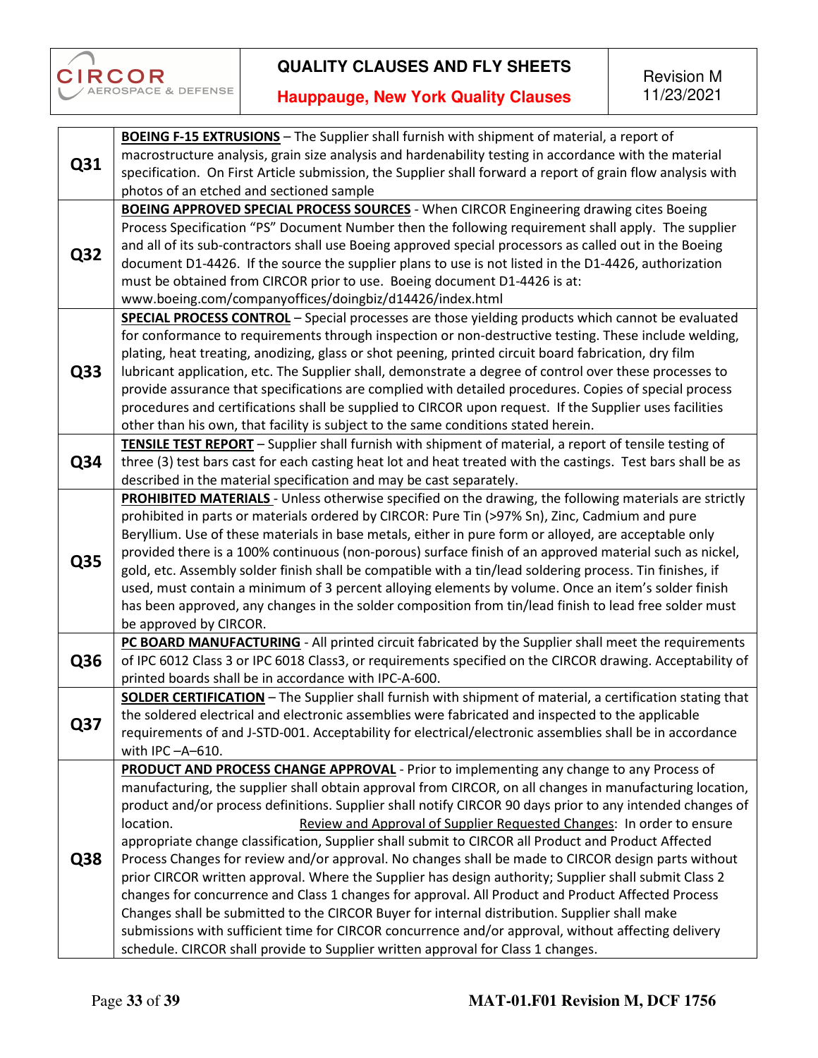| | |
|---|---|
| **Q31** | **BOEING F-15 EXTRUSIONS** – The Supplier shall furnish with shipment of material, a report of macrostructure analysis, grain size analysis and hardenability testing in accordance with the material specification. On First Article submission, the Supplier shall forward a report of grain flow analysis with photos of an etched and sectioned sample |
| **Q32** | **BOEING APPROVED SPECIAL PROCESS SOURCES** - When CIRCOR Engineering drawing cites Boeing Process Specification "PS" Document Number then the following requirement shall apply. The supplier and all of its sub-contractors shall use Boeing approved special processors as called out in the Boeing document D1-4426. If the source the supplier plans to use is not listed in the D1-4426, authorization must be obtained from CIRCOR prior to use. Boeing document D1-4426 is at: www.boeing.com/companyoffices/doingbiz/d14426/index.html |
| **Q33** | **SPECIAL PROCESS CONTROL** – Special processes are those yielding products which cannot be evaluated for conformance to requirements through inspection or non-destructive testing. These include welding, plating, heat treating, anodizing, glass or shot peening, printed circuit board fabrication, dry film lubricant application, etc. The Supplier shall, demonstrate a degree of control over these processes to provide assurance that specifications are complied with detailed procedures. Copies of special process procedures and certifications shall be supplied to CIRCOR upon request. If the Supplier uses facilities other than his own, that facility is subject to the same conditions stated herein. |
| **Q34** | **TENSILE TEST REPORT** – Supplier shall furnish with shipment of material, a report of tensile testing of three (3) test bars cast for each casting heat lot and heat treated with the castings. Test bars shall be as described in the material specification and may be cast separately. |
| **Q35** | **PROHIBITED MATERIALS** - Unless otherwise specified on the drawing, the following materials are strictly prohibited in parts or materials ordered by CIRCOR: Pure Tin (>97% Sn), Zinc, Cadmium and pure Beryllium. Use of these materials in base metals, either in pure form or alloyed, are acceptable only provided there is a 100% continuous (non-porous) surface finish of an approved material such as nickel, gold, etc. Assembly solder finish shall be compatible with a tin/lead soldering process. Tin finishes, if used, must contain a minimum of 3 percent alloying elements by volume. Once an item's solder finish has been approved, any changes in the solder composition from tin/lead finish to lead free solder must be approved by CIRCOR. |
| **Q36** | **PC BOARD MANUFACTURING** - All printed circuit fabricated by the Supplier shall meet the requirements of IPC 6012 Class 3 or IPC 6018 Class3, or requirements specified on the CIRCOR drawing. Acceptability of printed boards shall be in accordance with IPC-A-600. |
| **Q37** | **SOLDER CERTIFICATION** – The Supplier shall furnish with shipment of material, a certification stating that the soldered electrical and electronic assemblies were fabricated and inspected to the applicable requirements of and J-STD-001. Acceptability for electrical/electronic assemblies shall be in accordance with IPC –A–610. |
| **Q38** | **PRODUCT AND PROCESS CHANGE APPROVAL** - Prior to implementing any change to any Process of manufacturing, the supplier shall obtain approval from CIRCOR, on all changes in manufacturing location, product and/or process definitions. Supplier shall notify CIRCOR 90 days prior to any intended changes of location. Review and Approval of Supplier Requested Changes: In order to ensure appropriate change classification, Supplier shall submit to CIRCOR all Product and Product Affected Process Changes for review and/or approval. No changes shall be made to CIRCOR design parts without prior CIRCOR written approval. Where the Supplier has design authority; Supplier shall submit Class 2 changes for concurrence and Class 1 changes for approval. All Product and Product Affected Process Changes shall be submitted to the CIRCOR Buyer for internal distribution. Supplier shall make submissions with sufficient time for CIRCOR concurrence and/or approval, without affecting delivery schedule. CIRCOR shall provide to Supplier written approval for Class 1 changes. |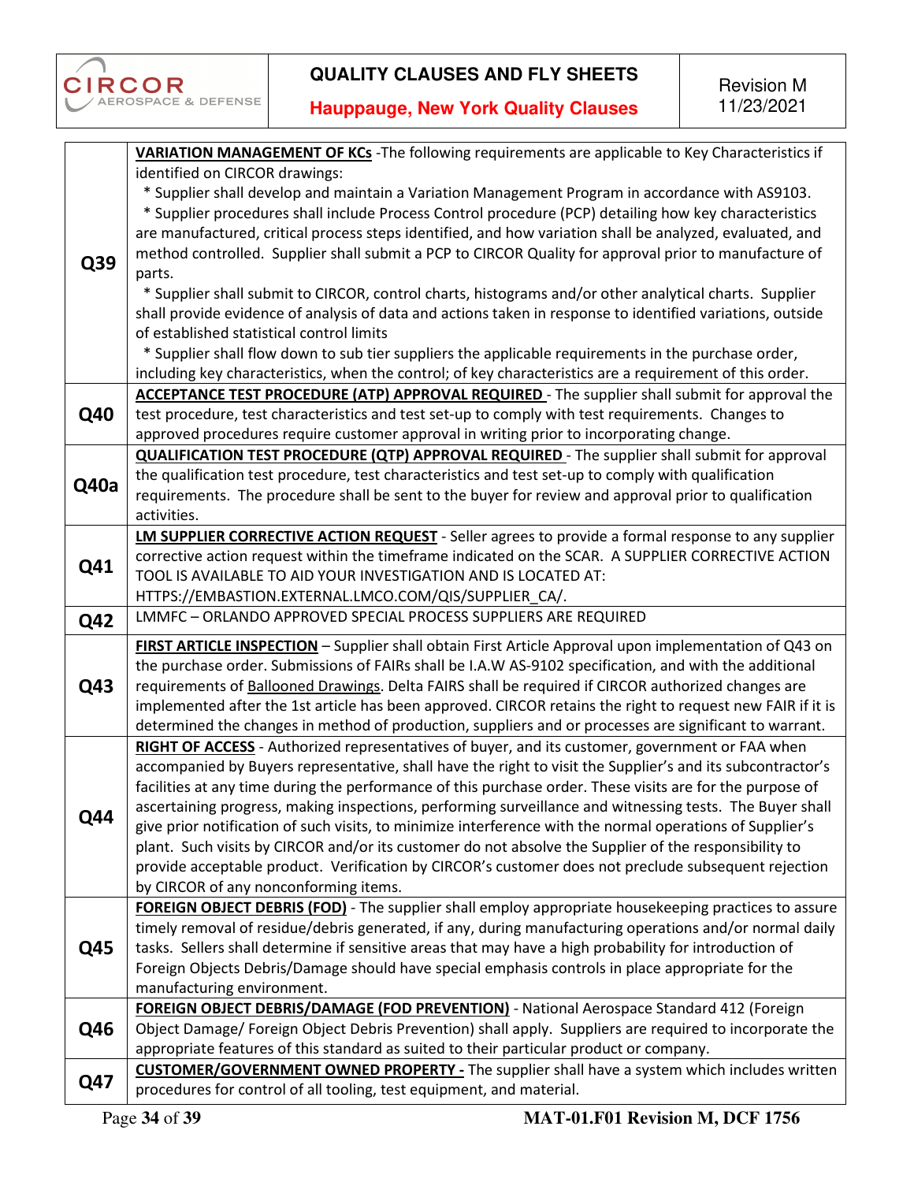| | |
|---|---|
| **Q39** | **VARIATION MANAGEMENT OF KCs** -The following requirements are applicable to Key Characteristics if identified on CIRCOR drawings:<br>* Supplier shall develop and maintain a Variation Management Program in accordance with AS9103.<br>* Supplier procedures shall include Process Control procedure (PCP) detailing how key characteristics are manufactured, critical process steps identified, and how variation shall be analyzed, evaluated, and method controlled. Supplier shall submit a PCP to CIRCOR Quality for approval prior to manufacture of parts.<br>* Supplier shall submit to CIRCOR, control charts, histograms and/or other analytical charts. Supplier shall provide evidence of analysis of data and actions taken in response to identified variations, outside of established statistical control limits<br>* Supplier shall flow down to sub tier suppliers the applicable requirements in the purchase order, including key characteristics, when the control; of key characteristics are a requirement of this order. |
| **Q40** | **ACCEPTANCE TEST PROCEDURE (ATP) APPROVAL REQUIRED** - The supplier shall submit for approval the test procedure, test characteristics and test set-up to comply with test requirements. Changes to approved procedures require customer approval in writing prior to incorporating change. |
| **Q40a** | **QUALIFICATION TEST PROCEDURE (QTP) APPROVAL REQUIRED** - The supplier shall submit for approval the qualification test procedure, test characteristics and test set-up to comply with qualification requirements. The procedure shall be sent to the buyer for review and approval prior to qualification activities. |
| **Q41** | **LM SUPPLIER CORRECTIVE ACTION REQUEST** - Seller agrees to provide a formal response to any supplier corrective action request within the timeframe indicated on the SCAR. A SUPPLIER CORRECTIVE ACTION TOOL IS AVAILABLE TO AID YOUR INVESTIGATION AND IS LOCATED AT: HTTPS://EMBASTION.EXTERNAL.LMCO.COM/QIS/SUPPLIER_CA/. |
| **Q42** | LMMFC – ORLANDO APPROVED SPECIAL PROCESS SUPPLIERS ARE REQUIRED |
| **Q43** | **FIRST ARTICLE INSPECTION** – Supplier shall obtain First Article Approval upon implementation of Q43 on the purchase order. Submissions of FAIRs shall be I.A.W AS-9102 specification, and with the additional requirements of Ballooned Drawings. Delta FAIRS shall be required if CIRCOR authorized changes are implemented after the 1st article has been approved. CIRCOR retains the right to request new FAIR if it is determined the changes in method of production, suppliers and or processes are significant to warrant. |
| **Q44** | **RIGHT OF ACCESS** - Authorized representatives of buyer, and its customer, government or FAA when accompanied by Buyers representative, shall have the right to visit the Supplier's and its subcontractor's facilities at any time during the performance of this purchase order. These visits are for the purpose of ascertaining progress, making inspections, performing surveillance and witnessing tests. The Buyer shall give prior notification of such visits, to minimize interference with the normal operations of Supplier's plant. Such visits by CIRCOR and/or its customer do not absolve the Supplier of the responsibility to provide acceptable product. Verification by CIRCOR's customer does not preclude subsequent rejection by CIRCOR of any nonconforming items. |
| **Q45** | **FOREIGN OBJECT DEBRIS (FOD)** - The supplier shall employ appropriate housekeeping practices to assure timely removal of residue/debris generated, if any, during manufacturing operations and/or normal daily tasks. Sellers shall determine if sensitive areas that may have a high probability for introduction of Foreign Objects Debris/Damage should have special emphasis controls in place appropriate for the manufacturing environment. |
| **Q46** | **FOREIGN OBJECT DEBRIS/DAMAGE (FOD PREVENTION)** - National Aerospace Standard 412 (Foreign Object Damage/ Foreign Object Debris Prevention) shall apply. Suppliers are required to incorporate the appropriate features of this standard as suited to their particular product or company. |
| **Q47** | **CUSTOMER/GOVERNMENT OWNED PROPERTY -** The supplier shall have a system which includes written procedures for control of all tooling, test equipment, and material. |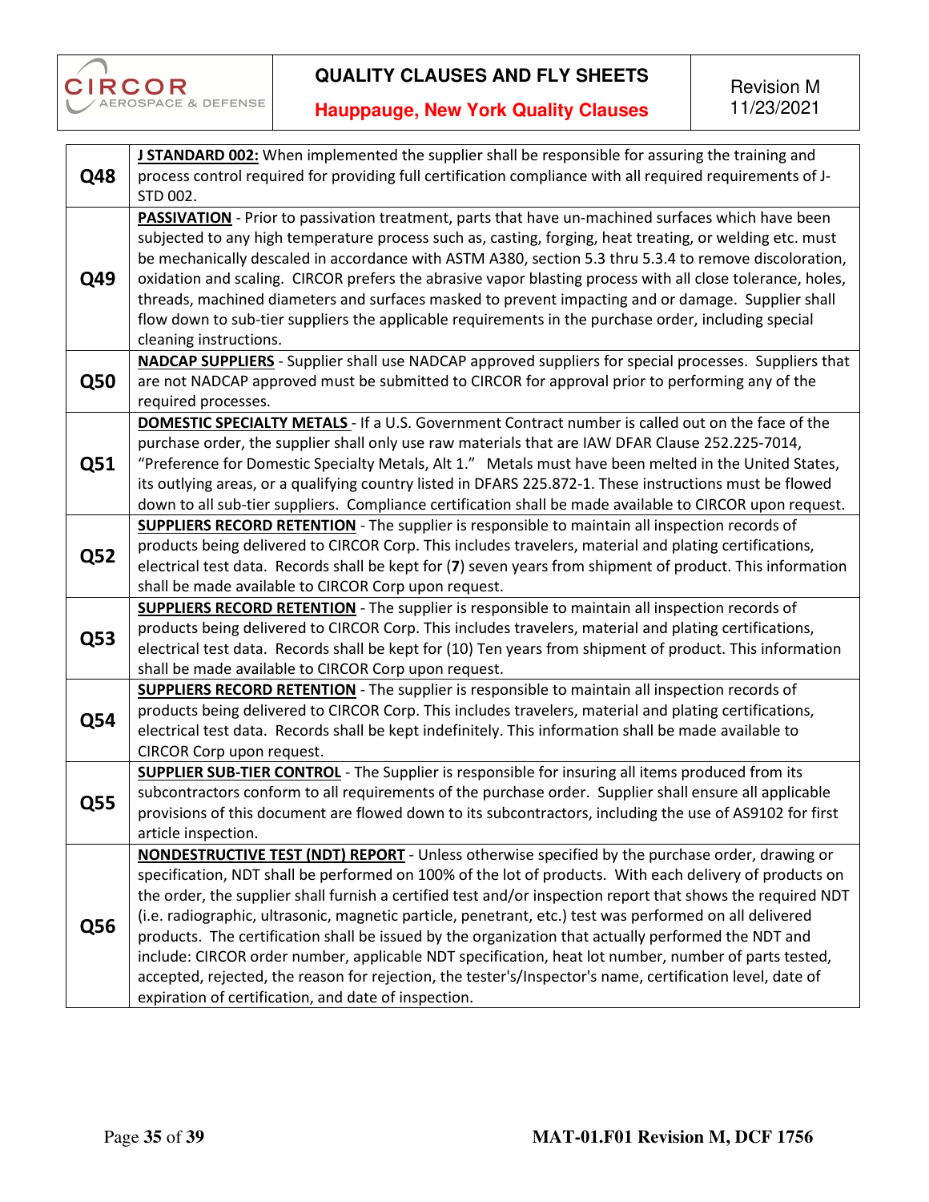| | |
|---|---|
| **Q48** | **J STANDARD 002:** When implemented the supplier shall be responsible for assuring the training and process control required for providing full certification compliance with all required requirements of J-STD 002. |
| **Q49** | **PASSIVATION** - Prior to passivation treatment, parts that have un-machined surfaces which have been subjected to any high temperature process such as, casting, forging, heat treating, or welding etc. must be mechanically descaled in accordance with ASTM A380, section 5.3 thru 5.3.4 to remove discoloration, oxidation and scaling. CIRCOR prefers the abrasive vapor blasting process with all close tolerance, holes, threads, machined diameters and surfaces masked to prevent impacting and or damage. Supplier shall flow down to sub-tier suppliers the applicable requirements in the purchase order, including special cleaning instructions. |
| **Q50** | **NADCAP SUPPLIERS** - Supplier shall use NADCAP approved suppliers for special processes. Suppliers that are not NADCAP approved must be submitted to CIRCOR for approval prior to performing any of the required processes. |
| **Q51** | **DOMESTIC SPECIALTY METALS** - If a U.S. Government Contract number is called out on the face of the purchase order, the supplier shall only use raw materials that are IAW DFAR Clause 252.225-7014, "Preference for Domestic Specialty Metals, Alt 1." Metals must have been melted in the United States, its outlying areas, or a qualifying country listed in DFARS 225.872-1. These instructions must be flowed down to all sub-tier suppliers. Compliance certification shall be made available to CIRCOR upon request. |
| **Q52** | **SUPPLIERS RECORD RETENTION** - The supplier is responsible to maintain all inspection records of products being delivered to CIRCOR Corp. This includes travelers, material and plating certifications, electrical test data. Records shall be kept for (**7**) seven years from shipment of product. This information shall be made available to CIRCOR Corp upon request. |
| **Q53** | **SUPPLIERS RECORD RETENTION** - The supplier is responsible to maintain all inspection records of products being delivered to CIRCOR Corp. This includes travelers, material and plating certifications, electrical test data. Records shall be kept for (10) Ten years from shipment of product. This information shall be made available to CIRCOR Corp upon request. |
| **Q54** | **SUPPLIERS RECORD RETENTION** - The supplier is responsible to maintain all inspection records of products being delivered to CIRCOR Corp. This includes travelers, material and plating certifications, electrical test data. Records shall be kept indefinitely. This information shall be made available to CIRCOR Corp upon request. |
| **Q55** | **SUPPLIER SUB-TIER CONTROL** - The Supplier is responsible for insuring all items produced from its subcontractors conform to all requirements of the purchase order. Supplier shall ensure all applicable provisions of this document are flowed down to its subcontractors, including the use of AS9102 for first article inspection. |
| **Q56** | **NONDESTRUCTIVE TEST (NDT) REPORT** - Unless otherwise specified by the purchase order, drawing or specification, NDT shall be performed on 100% of the lot of products. With each delivery of products on the order, the supplier shall furnish a certified test and/or inspection report that shows the required NDT (i.e. radiographic, ultrasonic, magnetic particle, penetrant, etc.) test was performed on all delivered products. The certification shall be issued by the organization that actually performed the NDT and include: CIRCOR order number, applicable NDT specification, heat lot number, number of parts tested, accepted, rejected, the reason for rejection, the tester's/Inspector's name, certification level, date of expiration of certification, and date of inspection. |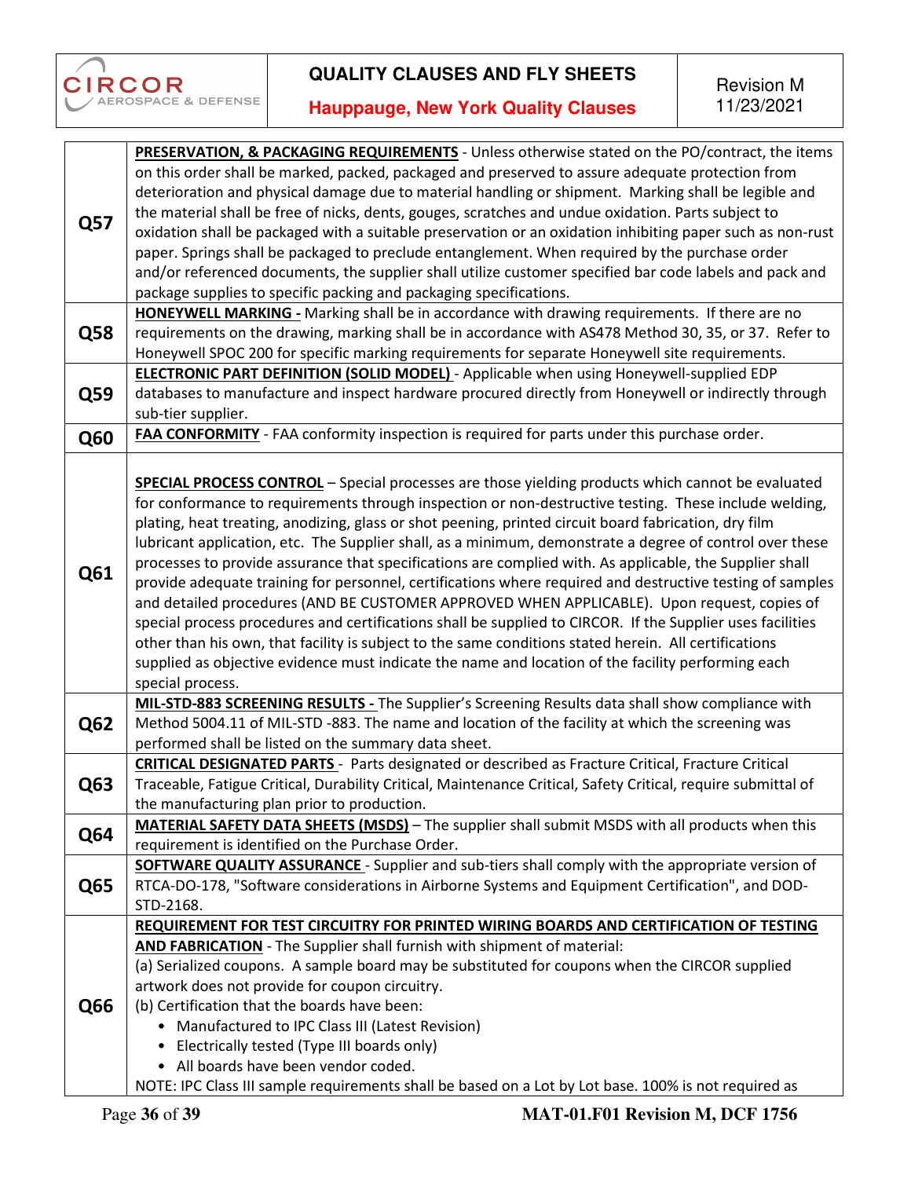| | |
|---|---|
| **Q57** | **PRESERVATION, & PACKAGING REQUIREMENTS** - Unless otherwise stated on the PO/contract, the items on this order shall be marked, packed, packaged and preserved to assure adequate protection from deterioration and physical damage due to material handling or shipment. Marking shall be legible and the material shall be free of nicks, dents, gouges, scratches and undue oxidation. Parts subject to oxidation shall be packaged with a suitable preservation or an oxidation inhibiting paper such as non-rust paper. Springs shall be packaged to preclude entanglement. When required by the purchase order and/or referenced documents, the supplier shall utilize customer specified bar code labels and pack and package supplies to specific packing and packaging specifications. |
| **Q58** | **HONEYWELL MARKING -** Marking shall be in accordance with drawing requirements. If there are no requirements on the drawing, marking shall be in accordance with AS478 Method 30, 35, or 37. Refer to Honeywell SPOC 200 for specific marking requirements for separate Honeywell site requirements. |
| **Q59** | **ELECTRONIC PART DEFINITION (SOLID MODEL)** - Applicable when using Honeywell-supplied EDP databases to manufacture and inspect hardware procured directly from Honeywell or indirectly through sub-tier supplier. |
| **Q60** | **FAA CONFORMITY** - FAA conformity inspection is required for parts under this purchase order. |
| **Q61** | **SPECIAL PROCESS CONTROL** – Special processes are those yielding products which cannot be evaluated for conformance to requirements through inspection or non-destructive testing. These include welding, plating, heat treating, anodizing, glass or shot peening, printed circuit board fabrication, dry film lubricant application, etc. The Supplier shall, as a minimum, demonstrate a degree of control over these processes to provide assurance that specifications are complied with. As applicable, the Supplier shall provide adequate training for personnel, certifications where required and destructive testing of samples and detailed procedures (AND BE CUSTOMER APPROVED WHEN APPLICABLE). Upon request, copies of special process procedures and certifications shall be supplied to CIRCOR. If the Supplier uses facilities other than his own, that facility is subject to the same conditions stated herein. All certifications supplied as objective evidence must indicate the name and location of the facility performing each special process. |
| **Q62** | **MIL-STD-883 SCREENING RESULTS -** The Supplier's Screening Results data shall show compliance with Method 5004.11 of MIL-STD -883. The name and location of the facility at which the screening was performed shall be listed on the summary data sheet. |
| **Q63** | **CRITICAL DESIGNATED PARTS** - Parts designated or described as Fracture Critical, Fracture Critical Traceable, Fatigue Critical, Durability Critical, Maintenance Critical, Safety Critical, require submittal of the manufacturing plan prior to production. |
| **Q64** | **MATERIAL SAFETY DATA SHEETS (MSDS)** – The supplier shall submit MSDS with all products when this requirement is identified on the Purchase Order. |
| **Q65** | **SOFTWARE QUALITY ASSURANCE** - Supplier and sub-tiers shall comply with the appropriate version of RTCA-DO-178, "Software considerations in Airborne Systems and Equipment Certification", and DOD-STD-2168. |
| **Q66** | **REQUIREMENT FOR TEST CIRCUITRY FOR PRINTED WIRING BOARDS AND CERTIFICATION OF TESTING AND FABRICATION** - The Supplier shall furnish with shipment of material:<br>(a) Serialized coupons. A sample board may be substituted for coupons when the CIRCOR supplied artwork does not provide for coupon circuitry.<br>(b) Certification that the boards have been:<br>• Manufactured to IPC Class III (Latest Revision)<br>• Electrically tested (Type III boards only)<br>• All boards have been vendor coded.<br>NOTE: IPC Class III sample requirements shall be based on a Lot by Lot base. 100% is not required as |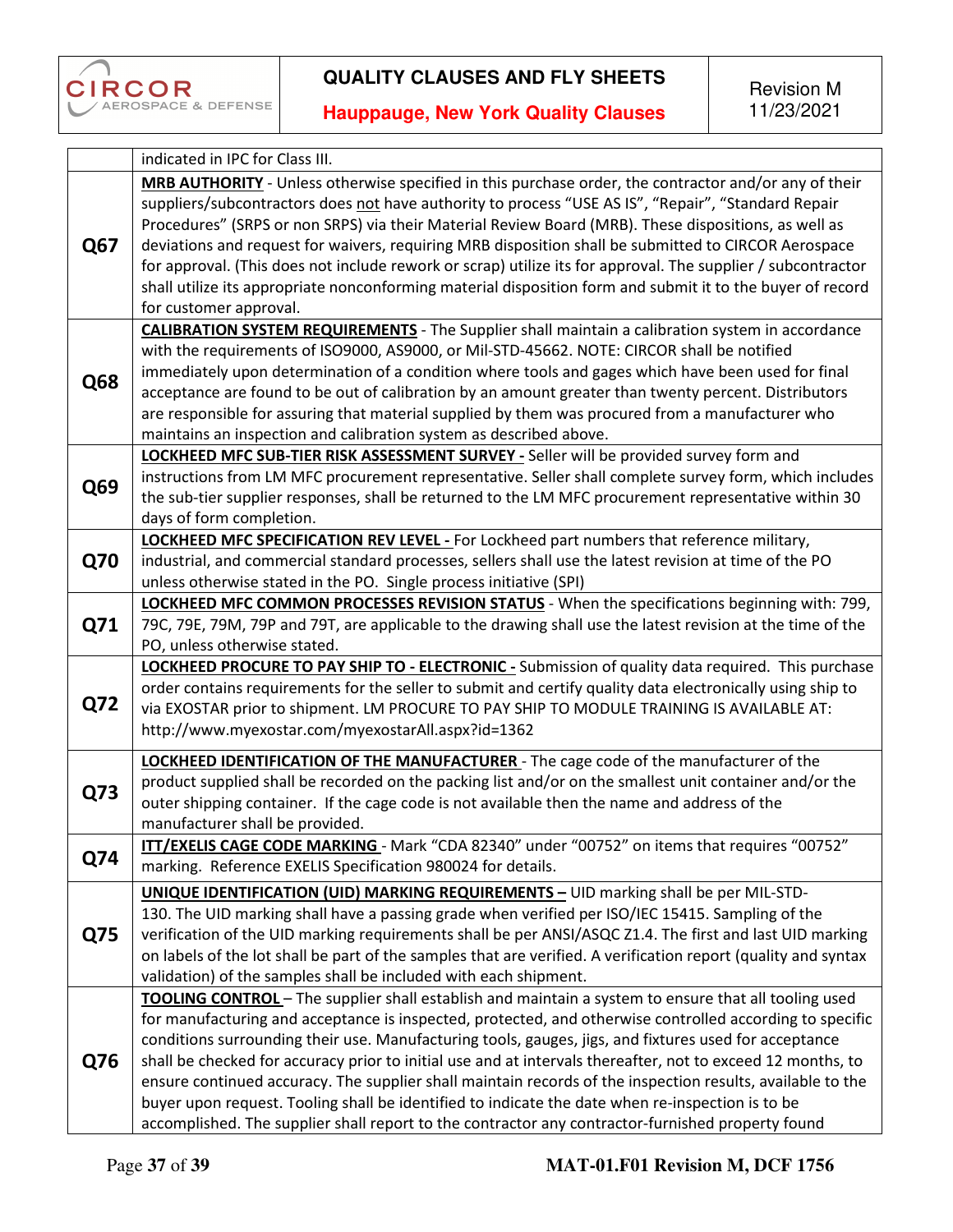| | |
|---|---|
| | indicated in IPC for Class III. |
| **Q67** | **<u>MRB AUTHORITY</u>** - Unless otherwise specified in this purchase order, the contractor and/or any of their suppliers/subcontractors does <u>not</u> have authority to process "USE AS IS", "Repair", "Standard Repair Procedures" (SRPS or non SRPS) via their Material Review Board (MRB). These dispositions, as well as deviations and request for waivers, requiring MRB disposition shall be submitted to CIRCOR Aerospace for approval. (This does not include rework or scrap) utilize its for approval. The supplier / subcontractor shall utilize its appropriate nonconforming material disposition form and submit it to the buyer of record for customer approval. |
| **Q68** | **<u>CALIBRATION SYSTEM REQUIREMENTS</u>** - The Supplier shall maintain a calibration system in accordance with the requirements of ISO9000, AS9000, or Mil-STD-45662. NOTE: CIRCOR shall be notified immediately upon determination of a condition where tools and gages which have been used for final acceptance are found to be out of calibration by an amount greater than twenty percent. Distributors are responsible for assuring that material supplied by them was procured from a manufacturer who maintains an inspection and calibration system as described above. |
| **Q69** | **<u>LOCKHEED MFC SUB-TIER RISK ASSESSMENT SURVEY -</u>** Seller will be provided survey form and instructions from LM MFC procurement representative. Seller shall complete survey form, which includes the sub-tier supplier responses, shall be returned to the LM MFC procurement representative within 30 days of form completion. |
| **Q70** | **<u>LOCKHEED MFC SPECIFICATION REV LEVEL -</u>** For Lockheed part numbers that reference military, industrial, and commercial standard processes, sellers shall use the latest revision at time of the PO unless otherwise stated in the PO. Single process initiative (SPI) |
| **Q71** | **<u>LOCKHEED MFC COMMON PROCESSES REVISION STATUS</u>** - When the specifications beginning with: 799, 79C, 79E, 79M, 79P and 79T, are applicable to the drawing shall use the latest revision at the time of the PO, unless otherwise stated. |
| **Q72** | **<u>LOCKHEED PROCURE TO PAY SHIP TO - ELECTRONIC -</u>** Submission of quality data required. This purchase order contains requirements for the seller to submit and certify quality data electronically using ship to via EXOSTAR prior to shipment. LM PROCURE TO PAY SHIP TO MODULE TRAINING IS AVAILABLE AT: http://www.myexostar.com/myexostarAll.aspx?id=1362 |
| **Q73** | **<u>LOCKHEED IDENTIFICATION OF THE MANUFACTURER</u>** - The cage code of the manufacturer of the product supplied shall be recorded on the packing list and/or on the smallest unit container and/or the outer shipping container. If the cage code is not available then the name and address of the manufacturer shall be provided. |
| **Q74** | **<u>ITT/EXELIS CAGE CODE MARKING</u>** - Mark "CDA 82340" under "00752" on items that requires "00752" marking. Reference EXELIS Specification 980024 for details. |
| **Q75** | **<u>UNIQUE IDENTIFICATION (UID) MARKING REQUIREMENTS –</u>** UID marking shall be per MIL-STD-130. The UID marking shall have a passing grade when verified per ISO/IEC 15415. Sampling of the verification of the UID marking requirements shall be per ANSI/ASQC Z1.4. The first and last UID marking on labels of the lot shall be part of the samples that are verified. A verification report (quality and syntax validation) of the samples shall be included with each shipment. |
| **Q76** | **<u>TOOLING CONTROL</u>** – The supplier shall establish and maintain a system to ensure that all tooling used for manufacturing and acceptance is inspected, protected, and otherwise controlled according to specific conditions surrounding their use. Manufacturing tools, gauges, jigs, and fixtures used for acceptance shall be checked for accuracy prior to initial use and at intervals thereafter, not to exceed 12 months, to ensure continued accuracy. The supplier shall maintain records of the inspection results, available to the buyer upon request. Tooling shall be identified to indicate the date when re-inspection is to be accomplished. The supplier shall report to the contractor any contractor-furnished property found |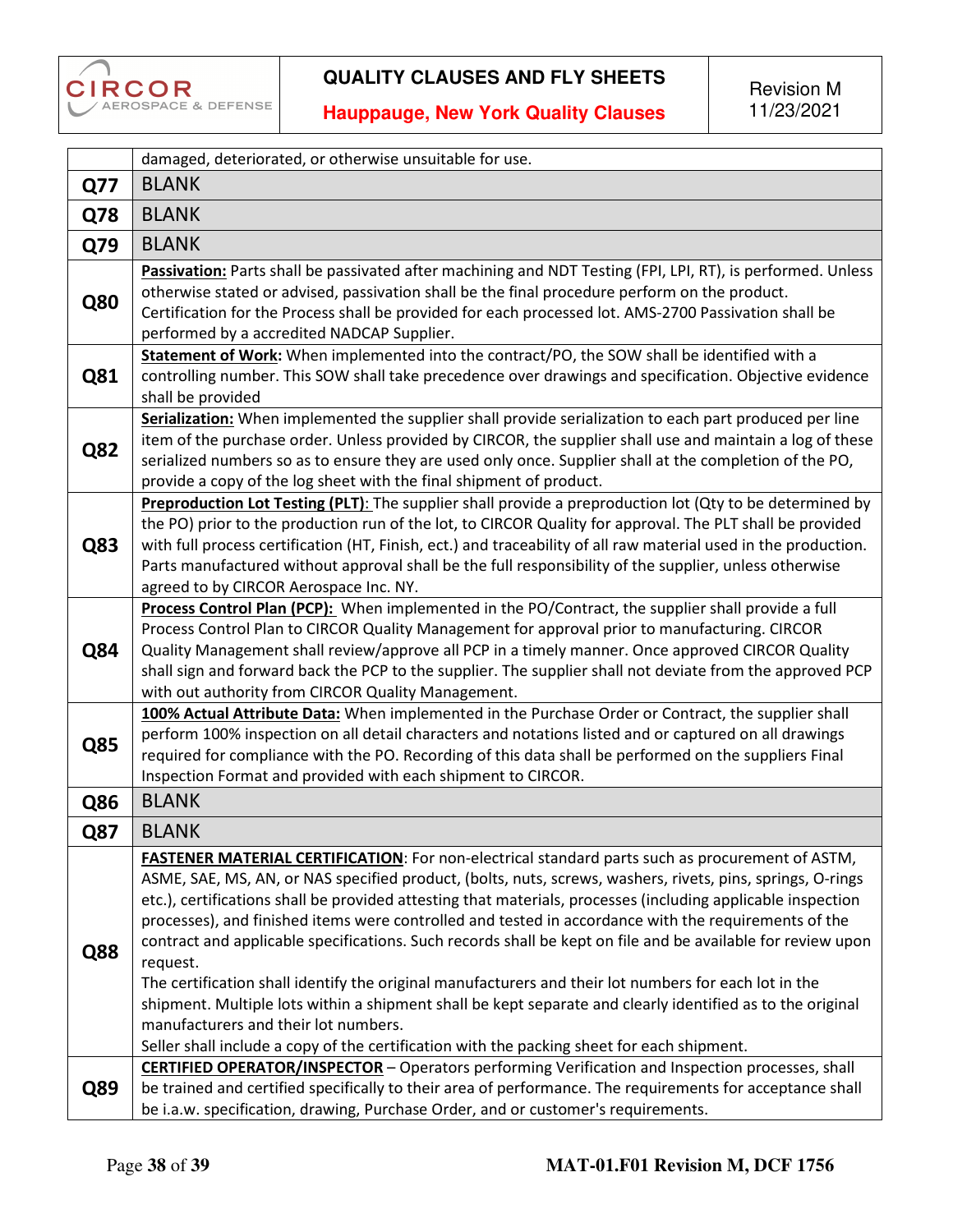| | |
|---|---|
| | damaged, deteriorated, or otherwise unsuitable for use. |
| **Q77** | BLANK |
| **Q78** | BLANK |
| **Q79** | BLANK |
| **Q80** | **Passivation:** Parts shall be passivated after machining and NDT Testing (FPI, LPI, RT), is performed. Unless otherwise stated or advised, passivation shall be the final procedure perform on the product. Certification for the Process shall be provided for each processed lot. AMS-2700 Passivation shall be performed by a accredited NADCAP Supplier. |
| **Q81** | **Statement of Work:** When implemented into the contract/PO, the SOW shall be identified with a controlling number. This SOW shall take precedence over drawings and specification. Objective evidence shall be provided |
| **Q82** | **Serialization:** When implemented the supplier shall provide serialization to each part produced per line item of the purchase order. Unless provided by CIRCOR, the supplier shall use and maintain a log of these serialized numbers so as to ensure they are used only once. Supplier shall at the completion of the PO, provide a copy of the log sheet with the final shipment of product. |
| **Q83** | **Preproduction Lot Testing (PLT):** The supplier shall provide a preproduction lot (Qty to be determined by the PO) prior to the production run of the lot, to CIRCOR Quality for approval. The PLT shall be provided with full process certification (HT, Finish, ect.) and traceability of all raw material used in the production. Parts manufactured without approval shall be the full responsibility of the supplier, unless otherwise agreed to by CIRCOR Aerospace Inc. NY. |
| **Q84** | **Process Control Plan (PCP):** When implemented in the PO/Contract, the supplier shall provide a full Process Control Plan to CIRCOR Quality Management for approval prior to manufacturing. CIRCOR Quality Management shall review/approve all PCP in a timely manner. Once approved CIRCOR Quality shall sign and forward back the PCP to the supplier. The supplier shall not deviate from the approved PCP with out authority from CIRCOR Quality Management. |
| **Q85** | **100% Actual Attribute Data:** When implemented in the Purchase Order or Contract, the supplier shall perform 100% inspection on all detail characters and notations listed and or captured on all drawings required for compliance with the PO. Recording of this data shall be performed on the suppliers Final Inspection Format and provided with each shipment to CIRCOR. |
| **Q86** | BLANK |
| **Q87** | BLANK |
| **Q88** | **FASTENER MATERIAL CERTIFICATION**: For non-electrical standard parts such as procurement of ASTM, ASME, SAE, MS, AN, or NAS specified product, (bolts, nuts, screws, washers, rivets, pins, springs, O-rings etc.), certifications shall be provided attesting that materials, processes (including applicable inspection processes), and finished items were controlled and tested in accordance with the requirements of the contract and applicable specifications. Such records shall be kept on file and be available for review upon request.<br>The certification shall identify the original manufacturers and their lot numbers for each lot in the shipment. Multiple lots within a shipment shall be kept separate and clearly identified as to the original manufacturers and their lot numbers.<br>Seller shall include a copy of the certification with the packing sheet for each shipment. |
| **Q89** | **CERTIFIED OPERATOR/INSPECTOR** – Operators performing Verification and Inspection processes, shall be trained and certified specifically to their area of performance. The requirements for acceptance shall be i.a.w. specification, drawing, Purchase Order, and or customer's requirements. |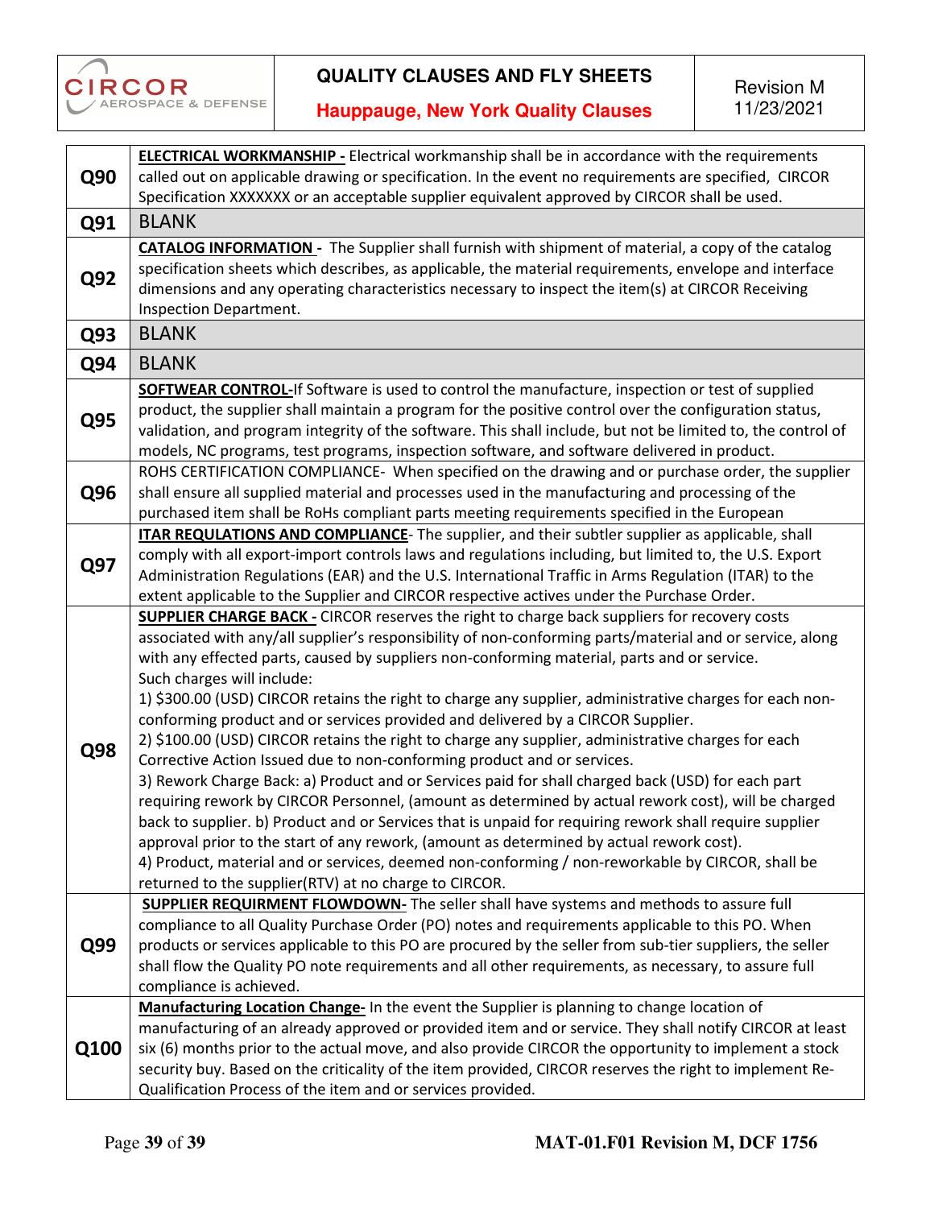| | |
|---|---|
| **Q90** | **ELECTRICAL WORKMANSHIP -** Electrical workmanship shall be in accordance with the requirements called out on applicable drawing or specification. In the event no requirements are specified, CIRCOR Specification XXXXXXX or an acceptable supplier equivalent approved by CIRCOR shall be used. |
| **Q91** | BLANK |
| **Q92** | **CATALOG INFORMATION -** The Supplier shall furnish with shipment of material, a copy of the catalog specification sheets which describes, as applicable, the material requirements, envelope and interface dimensions and any operating characteristics necessary to inspect the item(s) at CIRCOR Receiving Inspection Department. |
| **Q93** | BLANK |
| **Q94** | BLANK |
| **Q95** | **SOFTWEAR CONTROL-**If Software is used to control the manufacture, inspection or test of supplied product, the supplier shall maintain a program for the positive control over the configuration status, validation, and program integrity of the software. This shall include, but not be limited to, the control of models, NC programs, test programs, inspection software, and software delivered in product. |
| **Q96** | ROHS CERTIFICATION COMPLIANCE- When specified on the drawing and or purchase order, the supplier shall ensure all supplied material and processes used in the manufacturing and processing of the purchased item shall be RoHs compliant parts meeting requirements specified in the European |
| **Q97** | **ITAR REQULATIONS AND COMPLIANCE**- The supplier, and their subtler supplier as applicable, shall comply with all export-import controls laws and regulations including, but limited to, the U.S. Export Administration Regulations (EAR) and the U.S. International Traffic in Arms Regulation (ITAR) to the extent applicable to the Supplier and CIRCOR respective actives under the Purchase Order. |
| **Q98** | **SUPPLIER CHARGE BACK -** CIRCOR reserves the right to charge back suppliers for recovery costs associated with any/all supplier's responsibility of non-conforming parts/material and or service, along with any effected parts, caused by suppliers non-conforming material, parts and or service.<br>Such charges will include:<br>1) $300.00 (USD) CIRCOR retains the right to charge any supplier, administrative charges for each non-conforming product and or services provided and delivered by a CIRCOR Supplier.<br>2) $100.00 (USD) CIRCOR retains the right to charge any supplier, administrative charges for each Corrective Action Issued due to non-conforming product and or services.<br>3) Rework Charge Back: a) Product and or Services paid for shall charged back (USD) for each part requiring rework by CIRCOR Personnel, (amount as determined by actual rework cost), will be charged back to supplier. b) Product and or Services that is unpaid for requiring rework shall require supplier approval prior to the start of any rework, (amount as determined by actual rework cost).<br>4) Product, material and or services, deemed non-conforming / non-reworkable by CIRCOR, shall be returned to the supplier(RTV) at no charge to CIRCOR. |
| **Q99** | **SUPPLIER REQUIRMENT FLOWDOWN-** The seller shall have systems and methods to assure full compliance to all Quality Purchase Order (PO) notes and requirements applicable to this PO. When products or services applicable to this PO are procured by the seller from sub-tier suppliers, the seller shall flow the Quality PO note requirements and all other requirements, as necessary, to assure full compliance is achieved. |
| **Q100** | **Manufacturing Location Change-** In the event the Supplier is planning to change location of manufacturing of an already approved or provided item and or service. They shall notify CIRCOR at least six (6) months prior to the actual move, and also provide CIRCOR the opportunity to implement a stock security buy. Based on the criticality of the item provided, CIRCOR reserves the right to implement Re-Qualification Process of the item and or services provided. |